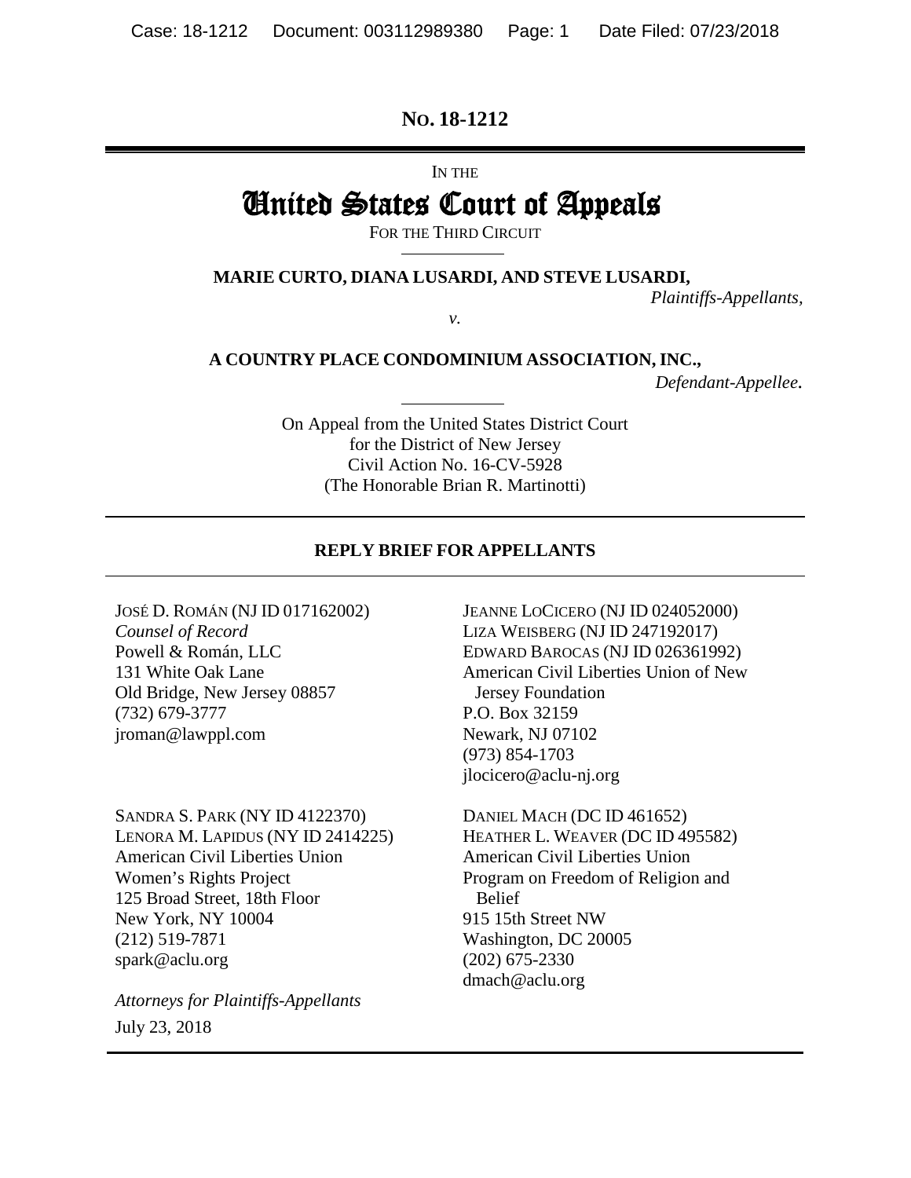**No. 18-1212**

IN THE

# United States Court of Appeals

FOR THE THIRD CIRCUIT

---

**MARIE CURTO, DIANA LUSARDI, AND STEVE LUSARDI,**

*Plaintiffs-Appellants,*

*v.*

**A COUNTRY PLACE CONDOMINIUM ASSOCIATION, INC.,**

*Defendant-Appellee.*

---

On Appeal from the United States District Court
for the District of New Jersey
Civil Action No. 16-CV-5928
(The Honorable Brian R. Martinotti)

---

**REPLY BRIEF FOR APPELLANTS**

---

JOSÉ D. ROMÁN (NJ ID 017162002)
*Counsel of Record*
Powell & Román, LLC
131 White Oak Lane
Old Bridge, New Jersey 08857
(732) 679-3777
jroman@lawppl.com

JEANNE LOCICERO (NJ ID 024052000)
LIZA WEISBERG (NJ ID 247192017)
EDWARD BAROCAS (NJ ID 026361992)
American Civil Liberties Union of New Jersey Foundation
P.O. Box 32159
Newark, NJ 07102
(973) 854-1703
jlocicero@aclu-nj.org

SANDRA S. PARK (NY ID 4122370)
LENORA M. LAPIDUS (NY ID 2414225)
American Civil Liberties Union
Women's Rights Project
125 Broad Street, 18th Floor
New York, NY 10004
(212) 519-7871
spark@aclu.org

DANIEL MACH (DC ID 461652)
HEATHER L. WEAVER (DC ID 495582)
American Civil Liberties Union
Program on Freedom of Religion and Belief
915 15th Street NW
Washington, DC 20005
(202) 675-2330
dmach@aclu.org

*Attorneys for Plaintiffs-Appellants*

July 23, 2018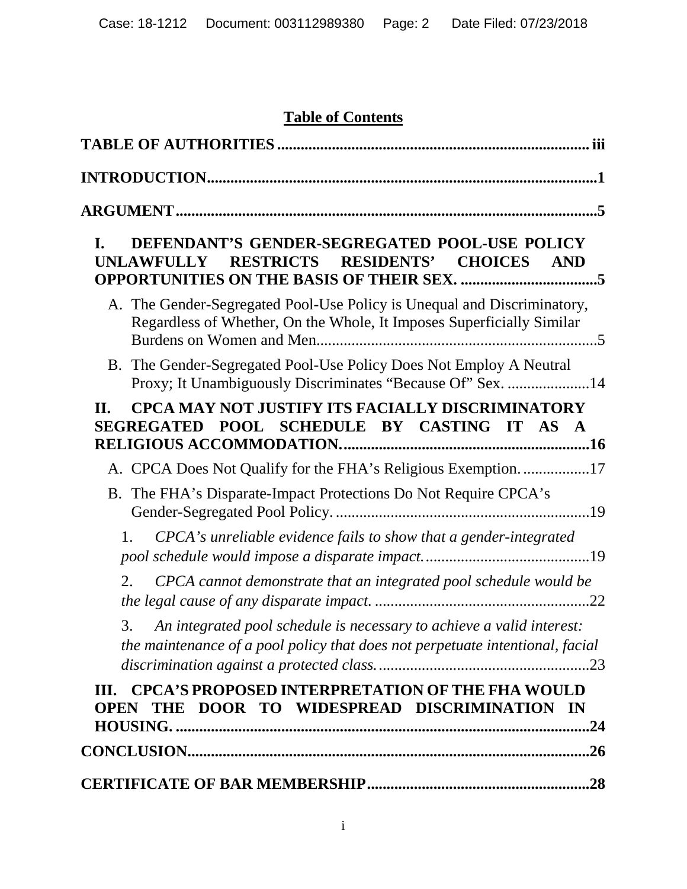# Table of Contents

**TABLE OF AUTHORITIES** ..... iii

**INTRODUCTION** ..... 1

**ARGUMENT** ..... 5

**I. DEFENDANT'S GENDER-SEGREGATED POOL-USE POLICY UNLAWFULLY RESTRICTS RESIDENTS' CHOICES AND OPPORTUNITIES ON THE BASIS OF THEIR SEX.** ..... 5

- A. The Gender-Segregated Pool-Use Policy is Unequal and Discriminatory, Regardless of Whether, On the Whole, It Imposes Superficially Similar Burdens on Women and Men. ..... 5
- B. The Gender-Segregated Pool-Use Policy Does Not Employ A Neutral Proxy; It Unambiguously Discriminates "Because Of" Sex. ..... 14

**II. CPCA MAY NOT JUSTIFY ITS FACIALLY DISCRIMINATORY SEGREGATED POOL SCHEDULE BY CASTING IT AS A RELIGIOUS ACCOMMODATION.** ..... 16

- A. CPCA Does Not Qualify for the FHA's Religious Exemption. ..... 17
- B. The FHA's Disparate-Impact Protections Do Not Require CPCA's Gender-Segregated Pool Policy. ..... 19
  1. *CPCA's unreliable evidence fails to show that a gender-integrated pool schedule would impose a disparate impact.* ..... 19
  2. *CPCA cannot demonstrate that an integrated pool schedule would be the legal cause of any disparate impact.* ..... 22
  3. *An integrated pool schedule is necessary to achieve a valid interest: the maintenance of a pool policy that does not perpetuate intentional, facial discrimination against a protected class.* ..... 23

**III. CPCA'S PROPOSED INTERPRETATION OF THE FHA WOULD OPEN THE DOOR TO WIDESPREAD DISCRIMINATION IN HOUSING.** ..... 24

**CONCLUSION** ..... 26

**CERTIFICATE OF BAR MEMBERSHIP** ..... 28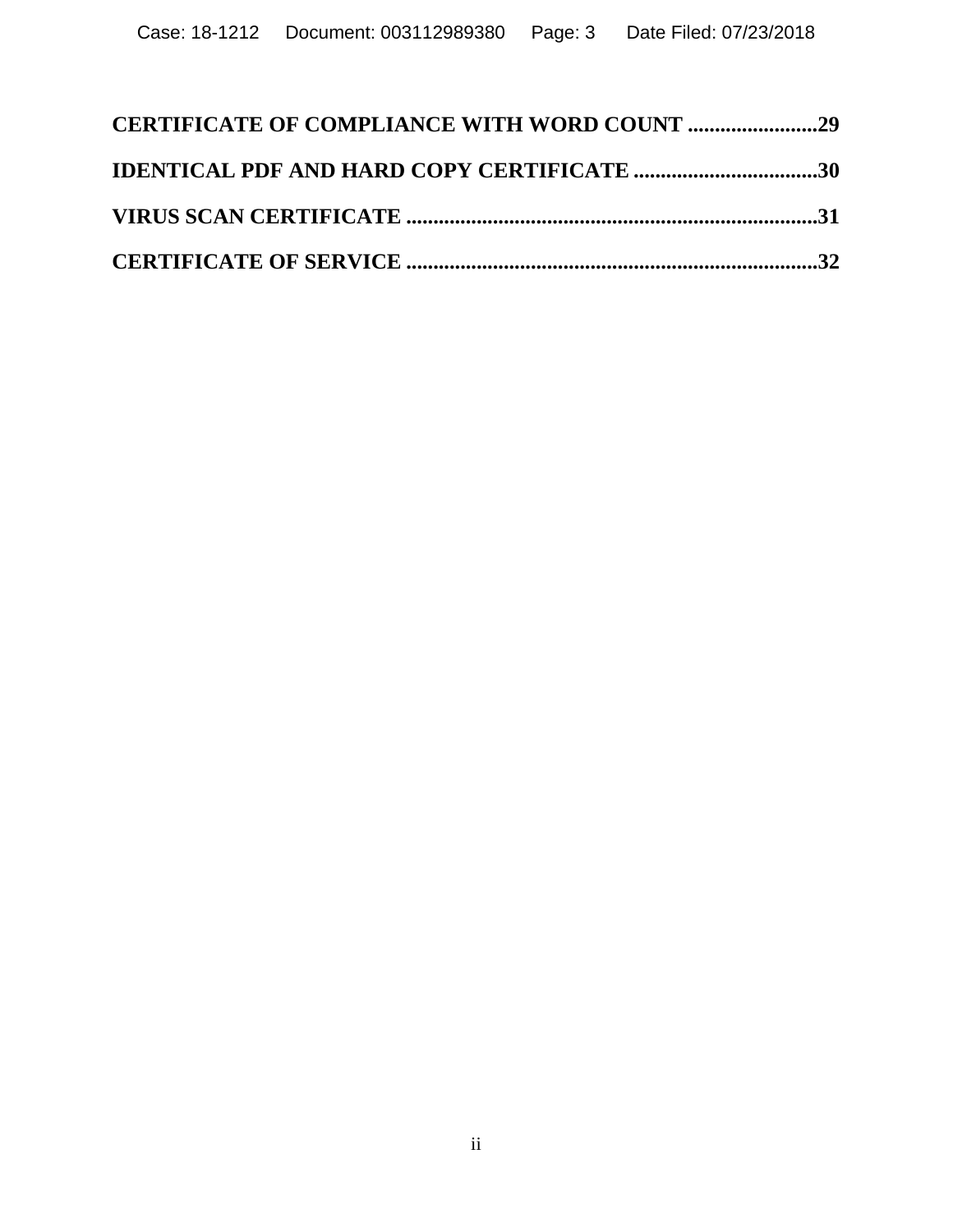**CERTIFICATE OF COMPLIANCE WITH WORD COUNT ........................29**

**IDENTICAL PDF AND HARD COPY CERTIFICATE ..................................30**

**VIRUS SCAN CERTIFICATE ............................................................................31**

**CERTIFICATE OF SERVICE ............................................................................32**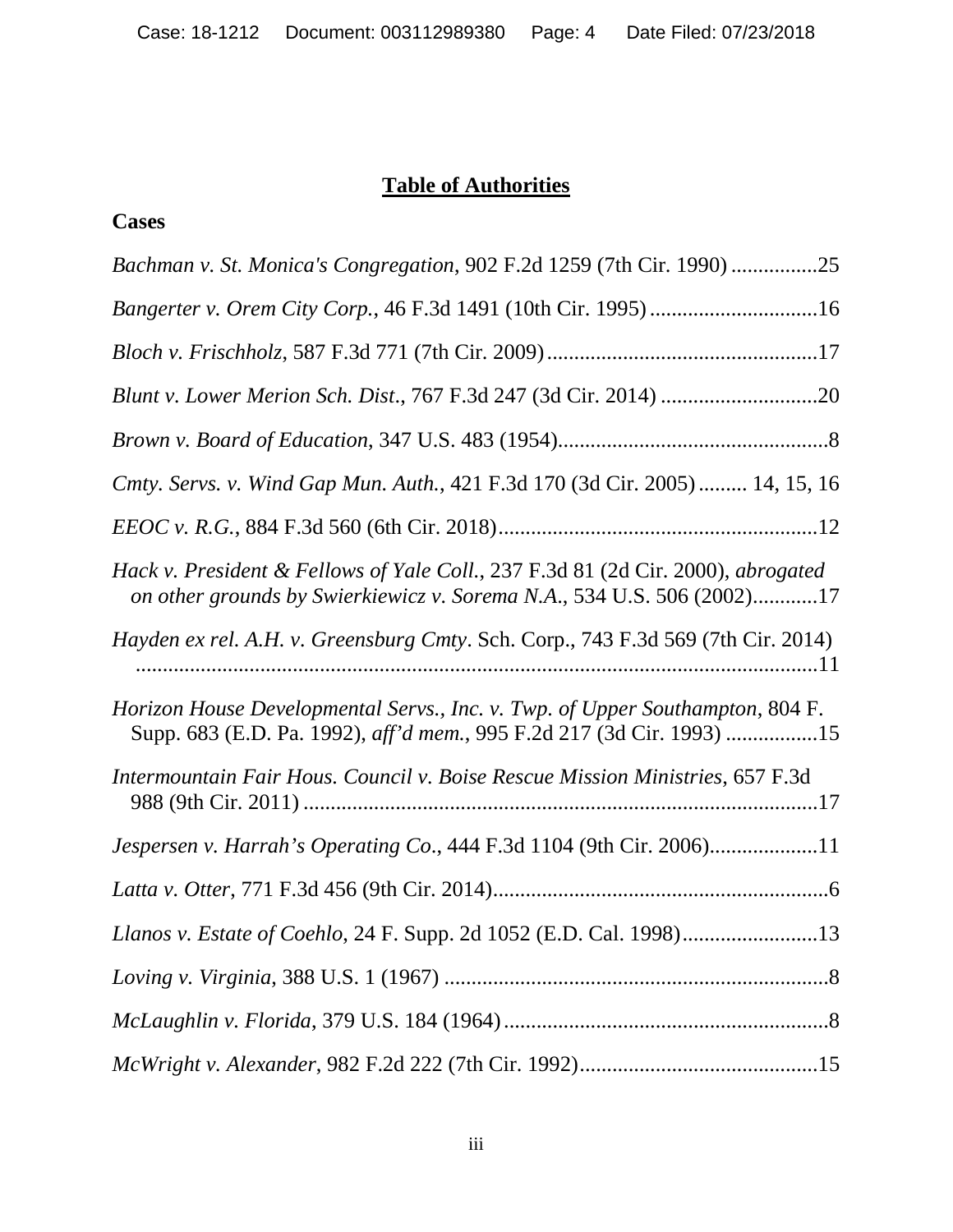# **Table of Authorities**

## Cases

*Bachman v. St. Monica's Congregation*, 902 F.2d 1259 (7th Cir. 1990) ................25

*Bangerter v. Orem City Corp.*, 46 F.3d 1491 (10th Cir. 1995) ...............................16

*Bloch v. Frischholz*, 587 F.3d 771 (7th Cir. 2009) ..................................................17

*Blunt v. Lower Merion Sch. Dist.*, 767 F.3d 247 (3d Cir. 2014) .............................20

*Brown v. Board of Education*, 347 U.S. 483 (1954)..................................................8

*Cmty. Servs. v. Wind Gap Mun. Auth.*, 421 F.3d 170 (3d Cir. 2005) ......... 14, 15, 16

*EEOC v. R.G.*, 884 F.3d 560 (6th Cir. 2018)...........................................................12

*Hack v. President & Fellows of Yale Coll.*, 237 F.3d 81 (2d Cir. 2000), *abrogated on other grounds by Swierkiewicz v. Sorema N.A.*, 534 U.S. 506 (2002)...........17

*Hayden ex rel. A.H. v. Greensburg Cmty*. Sch. Corp., 743 F.3d 569 (7th Cir. 2014) ..............................................................................................................11

*Horizon House Developmental Servs., Inc. v. Twp. of Upper Southampton*, 804 F. Supp. 683 (E.D. Pa. 1992), *aff'd mem.*, 995 F.2d 217 (3d Cir. 1993) ................15

*Intermountain Fair Hous. Council v. Boise Rescue Mission Ministries*, 657 F.3d 988 (9th Cir. 2011) ...............................................................................................17

*Jespersen v. Harrah's Operating Co*., 444 F.3d 1104 (9th Cir. 2006)...................11

*Latta v. Otter*, 771 F.3d 456 (9th Cir. 2014).............................................................6

*Llanos v. Estate of Coehlo*, 24 F. Supp. 2d 1052 (E.D. Cal. 1998).........................13

*Loving v. Virginia*, 388 U.S. 1 (1967) ......................................................................8

*McLaughlin v. Florida*, 379 U.S. 184 (1964) ............................................................8

*McWright v. Alexander*, 982 F.2d 222 (7th Cir. 1992)............................................15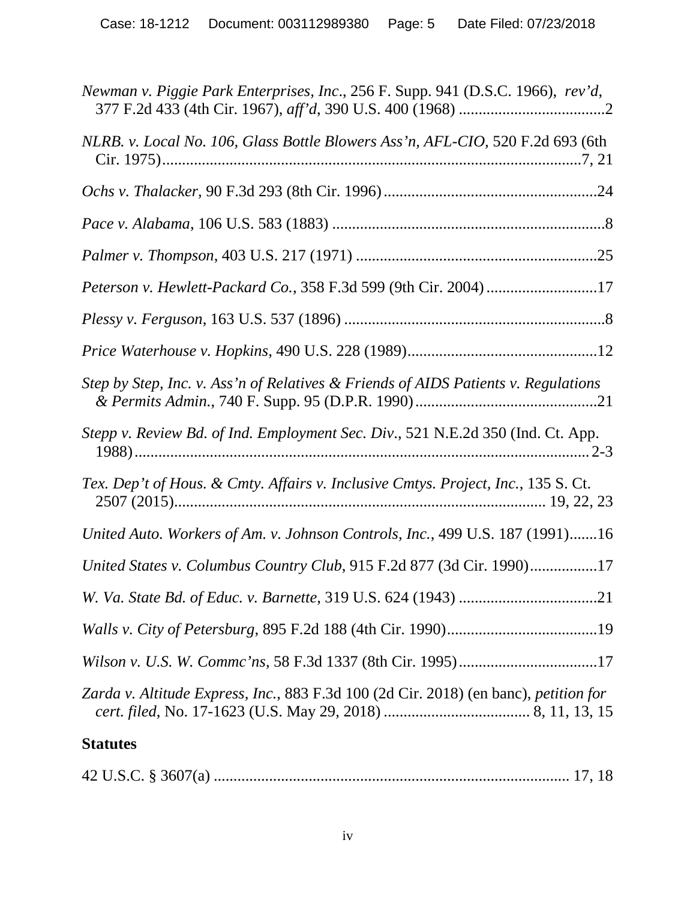*Newman v. Piggie Park Enterprises, Inc*., 256 F. Supp. 941 (D.S.C. 1966), *rev'd*, 377 F.2d 433 (4th Cir. 1967), *aff'd*, 390 U.S. 400 (1968) ....................................2

*NLRB. v. Local No. 106, Glass Bottle Blowers Ass'n, AFL-CIO,* 520 F.2d 693 (6th Cir. 1975).........................................................................................................7, 21

*Ochs v. Thalacker,* 90 F.3d 293 (8th Cir. 1996).....................................................24

*Pace v. Alabama*, 106 U.S. 583 (1883) ....................................................................8

*Palmer v. Thompson*, 403 U.S. 217 (1971) ............................................................25

*Peterson v. Hewlett-Packard Co.*, 358 F.3d 599 (9th Cir. 2004)............................17

*Plessy v. Ferguson*, 163 U.S. 537 (1896) .................................................................8

*Price Waterhouse v. Hopkins*, 490 U.S. 228 (1989)................................................12

*Step by Step, Inc. v. Ass'n of Relatives & Friends of AIDS Patients v. Regulations & Permits Admin.*, 740 F. Supp. 95 (D.P.R. 1990)..............................................21

*Stepp v. Review Bd. of Ind. Employment Sec. Div*., 521 N.E.2d 350 (Ind. Ct. App. 1988)...................................................................................................................2-3

*Tex. Dep't of Hous. & Cmty. Affairs v. Inclusive Cmtys. Project, Inc.*, 135 S. Ct. 2507 (2015)........................................................................................... 19, 22, 23

*United Auto. Workers of Am. v. Johnson Controls, Inc.*, 499 U.S. 187 (1991).......16

*United States v. Columbus Country Club*, 915 F.2d 877 (3d Cir. 1990)................17

*W. Va. State Bd. of Educ. v. Barnette*, 319 U.S. 624 (1943) ..................................21

*Walls v. City of Petersburg*, 895 F.2d 188 (4th Cir. 1990)......................................19

*Wilson v. U.S. W. Commc'ns*, 58 F.3d 1337 (8th Cir. 1995)...................................17

*Zarda v. Altitude Express, Inc.,* 883 F.3d 100 (2d Cir. 2018) (en banc), *petition for cert. filed*, No. 17-1623 (U.S. May 29, 2018) .................................... 8, 11, 13, 15

**Statutes**

42 U.S.C. § 3607(a) ......................................................................................... 17, 18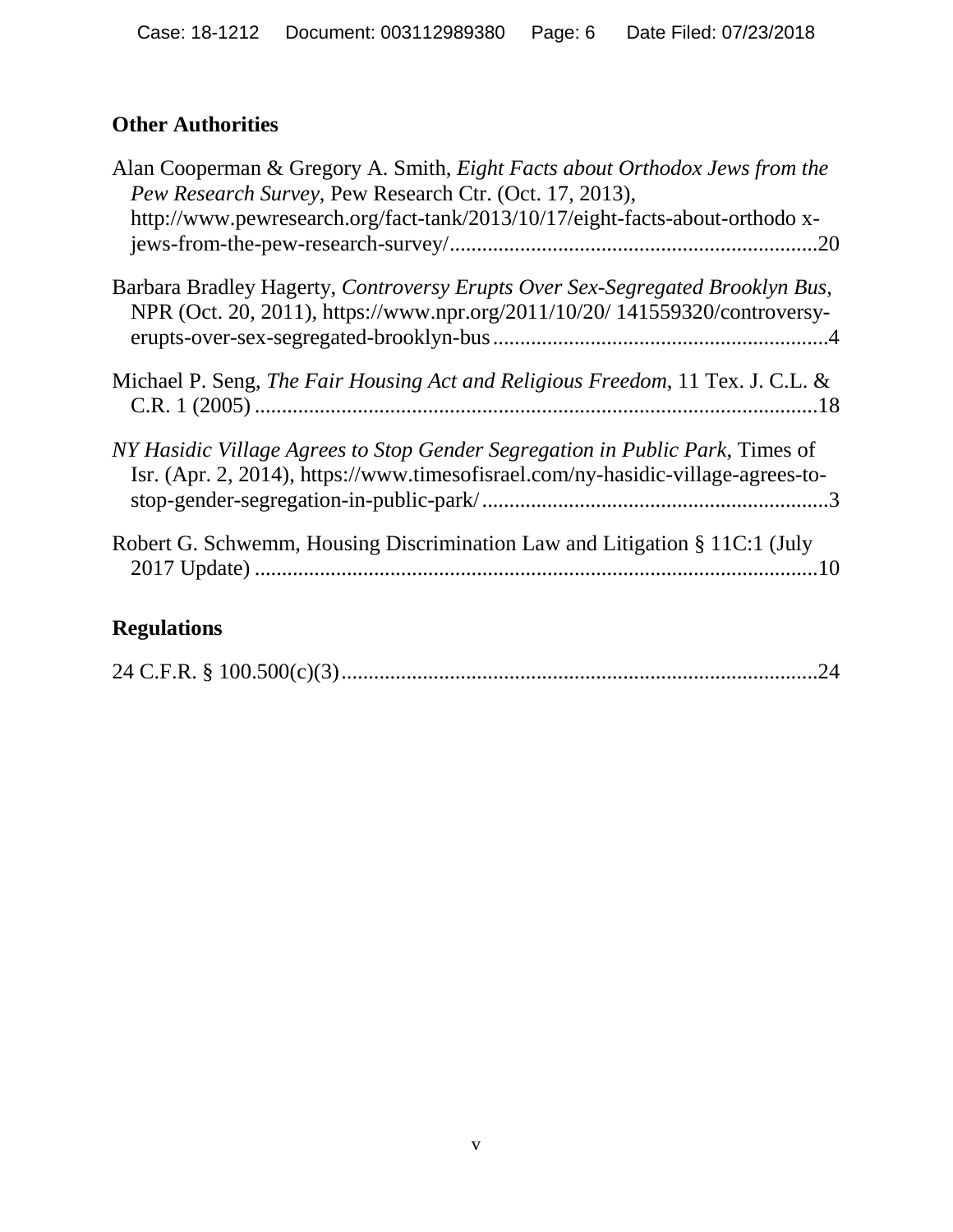## Other Authorities

Alan Cooperman & Gregory A. Smith, *Eight Facts about Orthodox Jews from the Pew Research Survey*, Pew Research Ctr. (Oct. 17, 2013), http://www.pewresearch.org/fact-tank/2013/10/17/eight-facts-about-orthodo x-jews-from-the-pew-research-survey/....................................................................20

Barbara Bradley Hagerty, *Controversy Erupts Over Sex-Segregated Brooklyn Bus*, NPR (Oct. 20, 2011), https://www.npr.org/2011/10/20/ 141559320/controversy-erupts-over-sex-segregated-brooklyn-bus..............................................................4

Michael P. Seng, *The Fair Housing Act and Religious Freedom*, 11 Tex. J. C.L. & C.R. 1 (2005) .......................................................................................................18

*NY Hasidic Village Agrees to Stop Gender Segregation in Public Park*, Times of Isr. (Apr. 2, 2014), https://www.timesofisrael.com/ny-hasidic-village-agrees-to-stop-gender-segregation-in-public-park/................................................................3

Robert G. Schwemm, Housing Discrimination Law and Litigation § 11C:1 (July 2017 Update) .......................................................................................................10

## Regulations

24 C.F.R. § 100.500(c)(3).......................................................................................24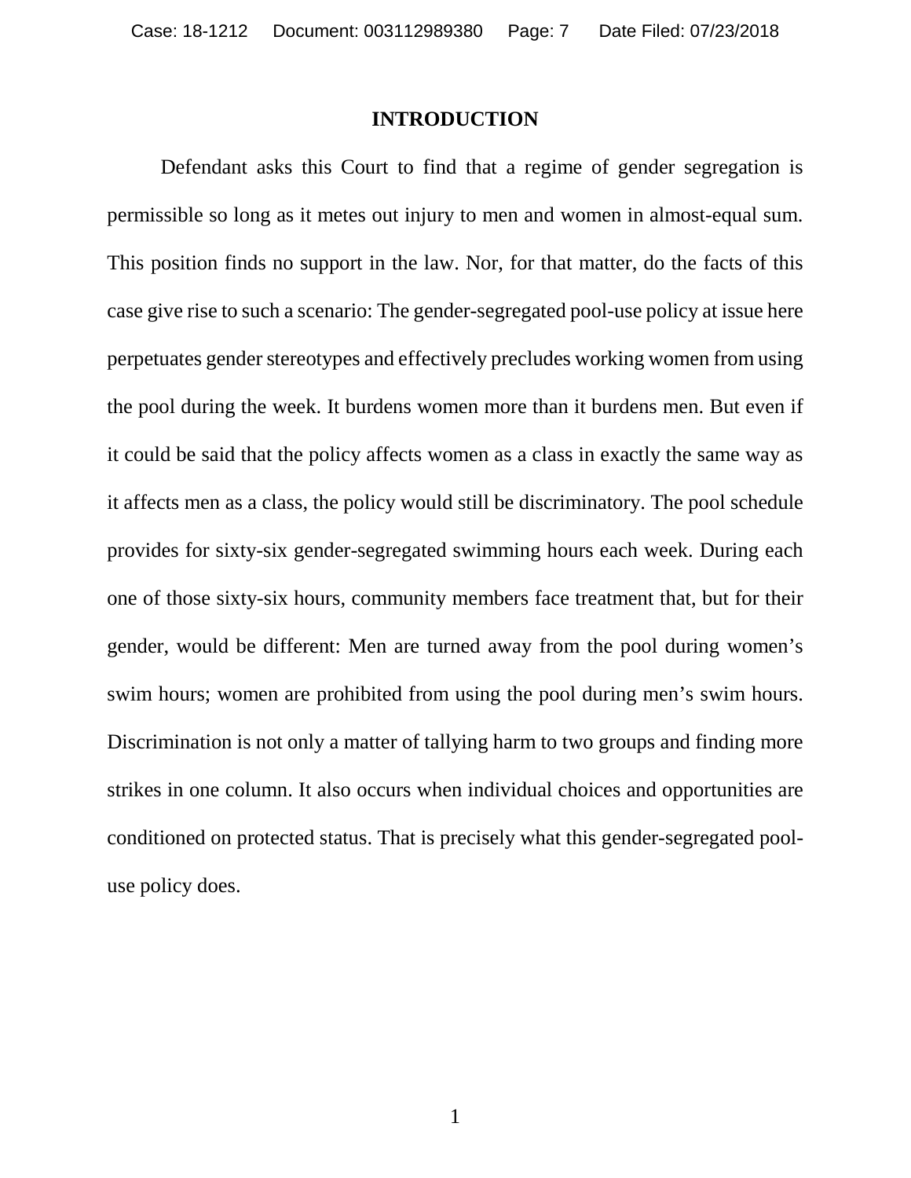## INTRODUCTION

Defendant asks this Court to find that a regime of gender segregation is permissible so long as it metes out injury to men and women in almost-equal sum. This position finds no support in the law. Nor, for that matter, do the facts of this case give rise to such a scenario: The gender-segregated pool-use policy at issue here perpetuates gender stereotypes and effectively precludes working women from using the pool during the week. It burdens women more than it burdens men. But even if it could be said that the policy affects women as a class in exactly the same way as it affects men as a class, the policy would still be discriminatory. The pool schedule provides for sixty-six gender-segregated swimming hours each week. During each one of those sixty-six hours, community members face treatment that, but for their gender, would be different: Men are turned away from the pool during women's swim hours; women are prohibited from using the pool during men's swim hours. Discrimination is not only a matter of tallying harm to two groups and finding more strikes in one column. It also occurs when individual choices and opportunities are conditioned on protected status. That is precisely what this gender-segregated pool-use policy does.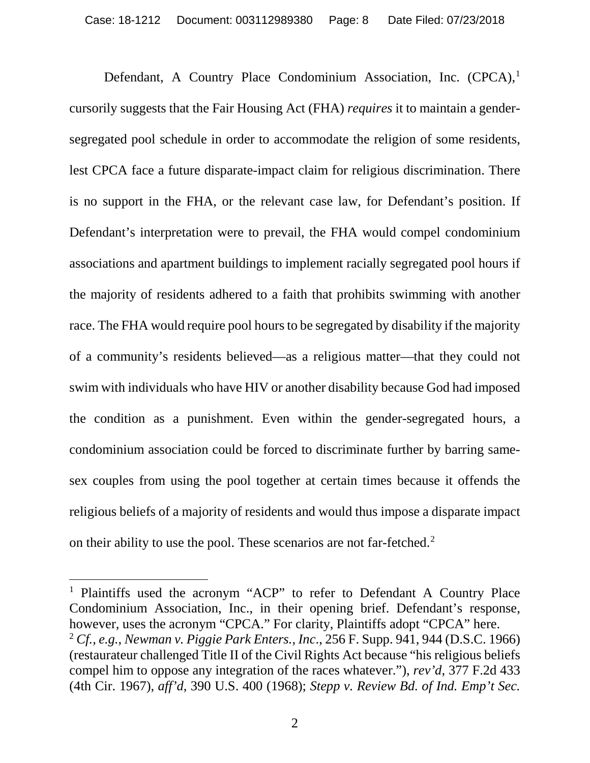Defendant, A Country Place Condominium Association, Inc. (CPCA),[1] cursorily suggests that the Fair Housing Act (FHA) *requires* it to maintain a gender-segregated pool schedule in order to accommodate the religion of some residents, lest CPCA face a future disparate-impact claim for religious discrimination. There is no support in the FHA, or the relevant case law, for Defendant's position. If Defendant's interpretation were to prevail, the FHA would compel condominium associations and apartment buildings to implement racially segregated pool hours if the majority of residents adhered to a faith that prohibits swimming with another race. The FHA would require pool hours to be segregated by disability if the majority of a community's residents believed—as a religious matter—that they could not swim with individuals who have HIV or another disability because God had imposed the condition as a punishment. Even within the gender-segregated hours, a condominium association could be forced to discriminate further by barring same-sex couples from using the pool together at certain times because it offends the religious beliefs of a majority of residents and would thus impose a disparate impact on their ability to use the pool. These scenarios are not far-fetched.[2]

---

[1] Plaintiffs used the acronym "ACP" to refer to Defendant A Country Place Condominium Association, Inc., in their opening brief. Defendant's response, however, uses the acronym "CPCA." For clarity, Plaintiffs adopt "CPCA" here.

[2] *Cf., e.g.*, *Newman v. Piggie Park Enters., Inc*., 256 F. Supp. 941, 944 (D.S.C. 1966) (restaurateur challenged Title II of the Civil Rights Act because "his religious beliefs compel him to oppose any integration of the races whatever."), *rev'd*, 377 F.2d 433 (4th Cir. 1967), *aff'd*, 390 U.S. 400 (1968); *Stepp v. Review Bd. of Ind. Emp't Sec.*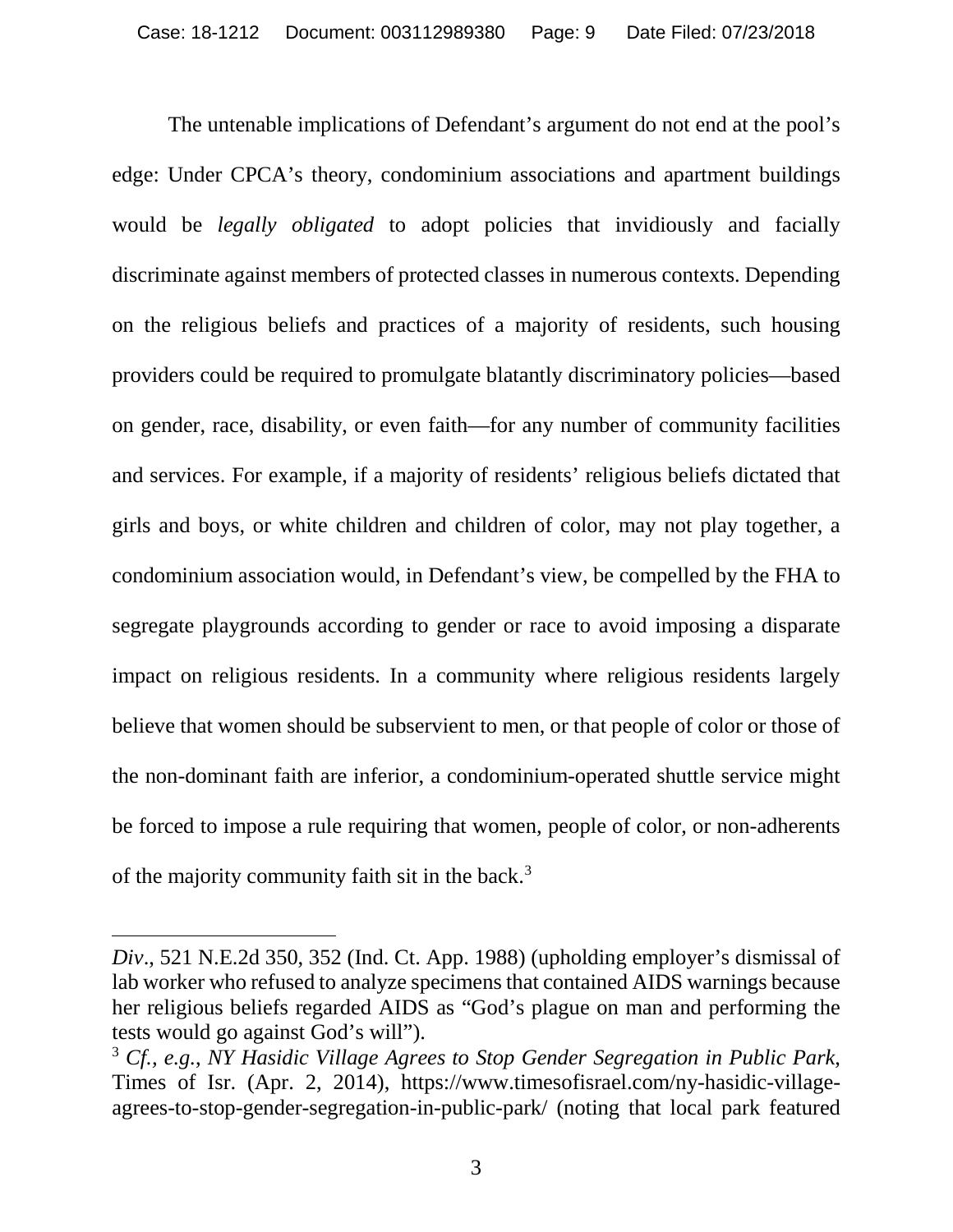The untenable implications of Defendant's argument do not end at the pool's edge: Under CPCA's theory, condominium associations and apartment buildings would be *legally obligated* to adopt policies that invidiously and facially discriminate against members of protected classes in numerous contexts. Depending on the religious beliefs and practices of a majority of residents, such housing providers could be required to promulgate blatantly discriminatory policies—based on gender, race, disability, or even faith—for any number of community facilities and services. For example, if a majority of residents' religious beliefs dictated that girls and boys, or white children and children of color, may not play together, a condominium association would, in Defendant's view, be compelled by the FHA to segregate playgrounds according to gender or race to avoid imposing a disparate impact on religious residents. In a community where religious residents largely believe that women should be subservient to men, or that people of color or those of the non-dominant faith are inferior, a condominium-operated shuttle service might be forced to impose a rule requiring that women, people of color, or non-adherents of the majority community faith sit in the back.[3]

---

*Div*., 521 N.E.2d 350, 352 (Ind. Ct. App. 1988) (upholding employer's dismissal of lab worker who refused to analyze specimens that contained AIDS warnings because her religious beliefs regarded AIDS as "God's plague on man and performing the tests would go against God's will").

[3] *Cf., e.g.*, *NY Hasidic Village Agrees to Stop Gender Segregation in Public Park*, Times of Isr. (Apr. 2, 2014), https://www.timesofisrael.com/ny-hasidic-village-agrees-to-stop-gender-segregation-in-public-park/ (noting that local park featured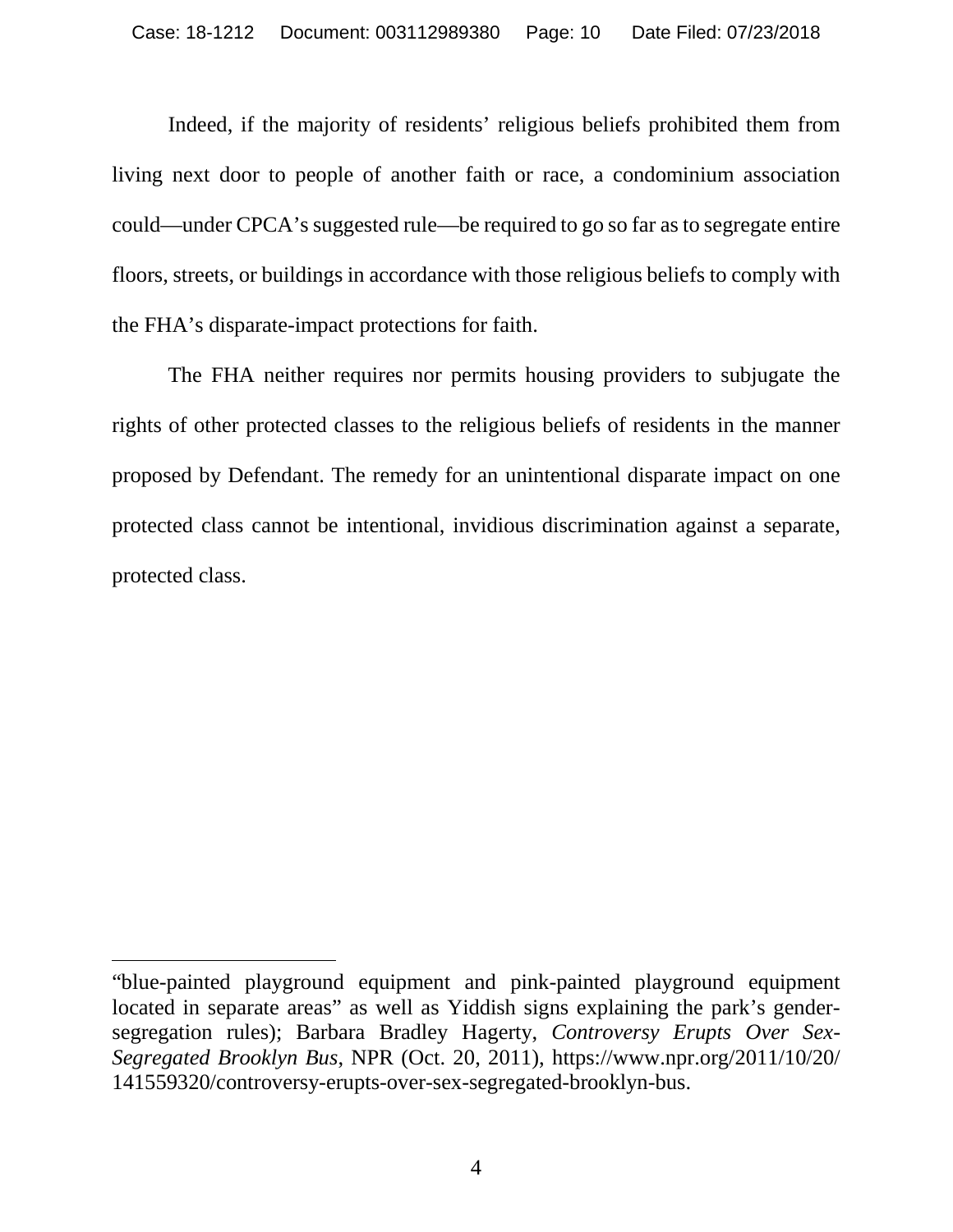Indeed, if the majority of residents' religious beliefs prohibited them from living next door to people of another faith or race, a condominium association could—under CPCA's suggested rule—be required to go so far as to segregate entire floors, streets, or buildings in accordance with those religious beliefs to comply with the FHA's disparate-impact protections for faith.

The FHA neither requires nor permits housing providers to subjugate the rights of other protected classes to the religious beliefs of residents in the manner proposed by Defendant. The remedy for an unintentional disparate impact on one protected class cannot be intentional, invidious discrimination against a separate, protected class.

---

"blue-painted playground equipment and pink-painted playground equipment located in separate areas" as well as Yiddish signs explaining the park's gender-segregation rules); Barbara Bradley Hagerty, *Controversy Erupts Over Sex-Segregated Brooklyn Bus*, NPR (Oct. 20, 2011), https://www.npr.org/2011/10/20/141559320/controversy-erupts-over-sex-segregated-brooklyn-bus.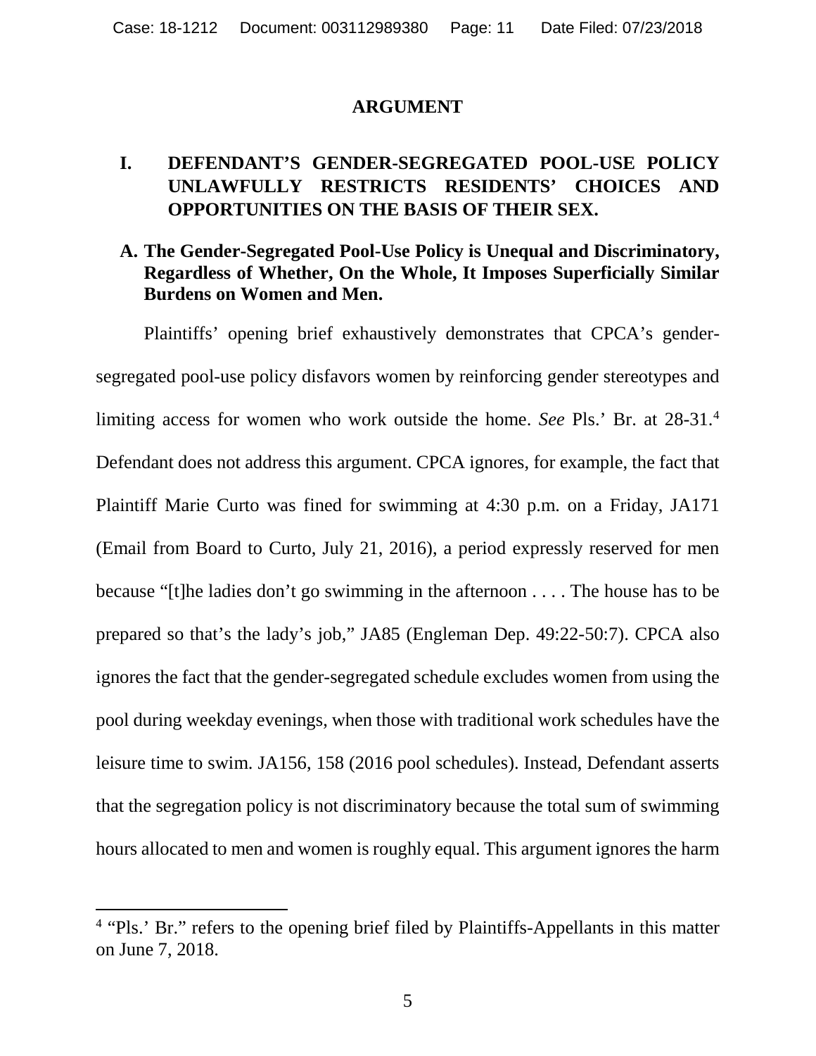## ARGUMENT

### I. DEFENDANT'S GENDER-SEGREGATED POOL-USE POLICY UNLAWFULLY RESTRICTS RESIDENTS' CHOICES AND OPPORTUNITIES ON THE BASIS OF THEIR SEX.

#### A. The Gender-Segregated Pool-Use Policy is Unequal and Discriminatory, Regardless of Whether, On the Whole, It Imposes Superficially Similar Burdens on Women and Men.

Plaintiffs' opening brief exhaustively demonstrates that CPCA's gender-segregated pool-use policy disfavors women by reinforcing gender stereotypes and limiting access for women who work outside the home. *See* Pls.' Br. at 28-31.[4] Defendant does not address this argument. CPCA ignores, for example, the fact that Plaintiff Marie Curto was fined for swimming at 4:30 p.m. on a Friday, JA171 (Email from Board to Curto, July 21, 2016), a period expressly reserved for men because "[t]he ladies don't go swimming in the afternoon . . . . The house has to be prepared so that's the lady's job," JA85 (Engleman Dep. 49:22-50:7). CPCA also ignores the fact that the gender-segregated schedule excludes women from using the pool during weekday evenings, when those with traditional work schedules have the leisure time to swim. JA156, 158 (2016 pool schedules). Instead, Defendant asserts that the segregation policy is not discriminatory because the total sum of swimming hours allocated to men and women is roughly equal. This argument ignores the harm

[4] "Pls.' Br." refers to the opening brief filed by Plaintiffs-Appellants in this matter on June 7, 2018.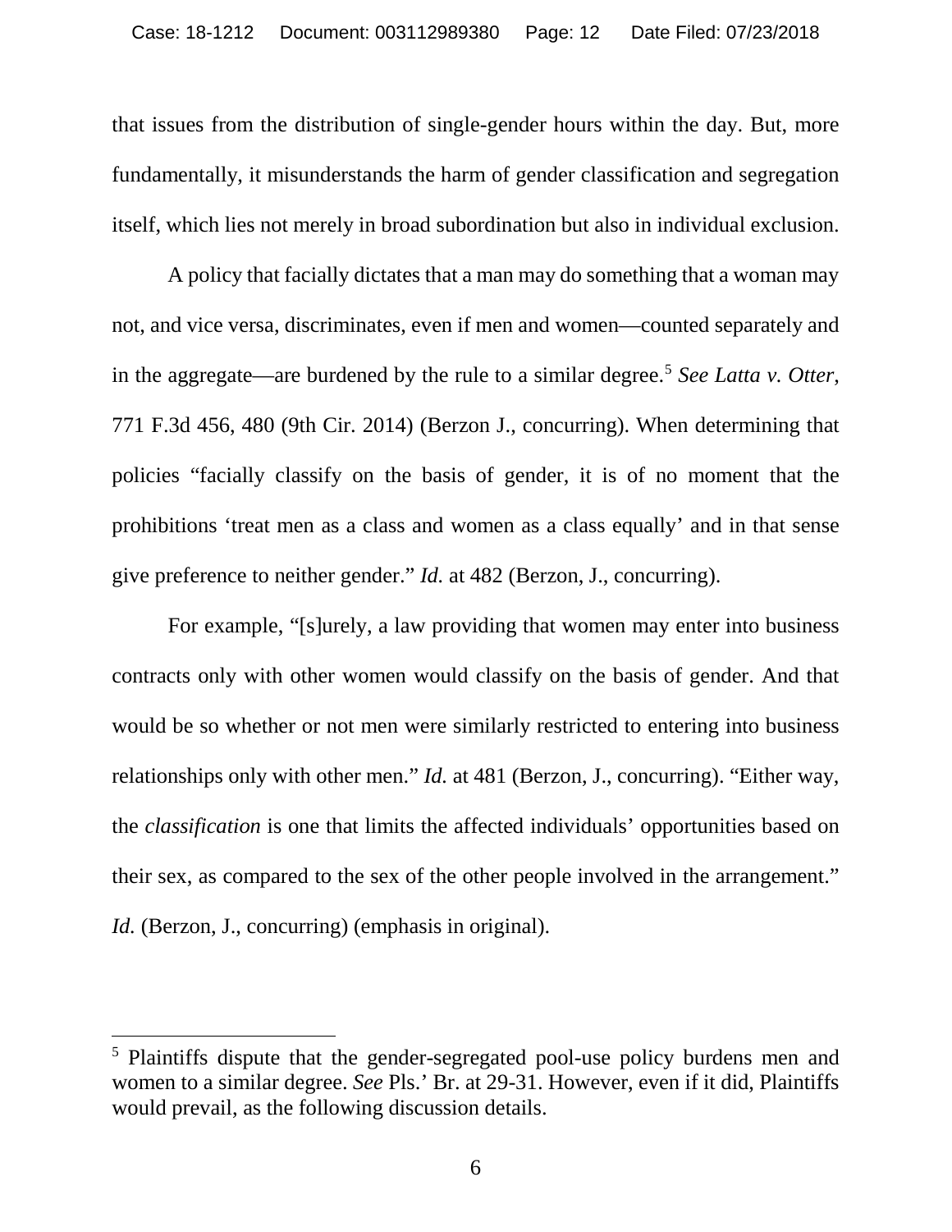that issues from the distribution of single-gender hours within the day. But, more fundamentally, it misunderstands the harm of gender classification and segregation itself, which lies not merely in broad subordination but also in individual exclusion.

A policy that facially dictates that a man may do something that a woman may not, and vice versa, discriminates, even if men and women—counted separately and in the aggregate—are burdened by the rule to a similar degree.[5] *See Latta v. Otter*, 771 F.3d 456, 480 (9th Cir. 2014) (Berzon J., concurring). When determining that policies "facially classify on the basis of gender, it is of no moment that the prohibitions 'treat men as a class and women as a class equally' and in that sense give preference to neither gender." *Id.* at 482 (Berzon, J., concurring).

For example, "[s]urely, a law providing that women may enter into business contracts only with other women would classify on the basis of gender. And that would be so whether or not men were similarly restricted to entering into business relationships only with other men." *Id.* at 481 (Berzon, J., concurring). "Either way, the *classification* is one that limits the affected individuals' opportunities based on their sex, as compared to the sex of the other people involved in the arrangement." *Id.* (Berzon, J., concurring) (emphasis in original).

---

[5] Plaintiffs dispute that the gender-segregated pool-use policy burdens men and women to a similar degree. *See* Pls.' Br. at 29-31. However, even if it did, Plaintiffs would prevail, as the following discussion details.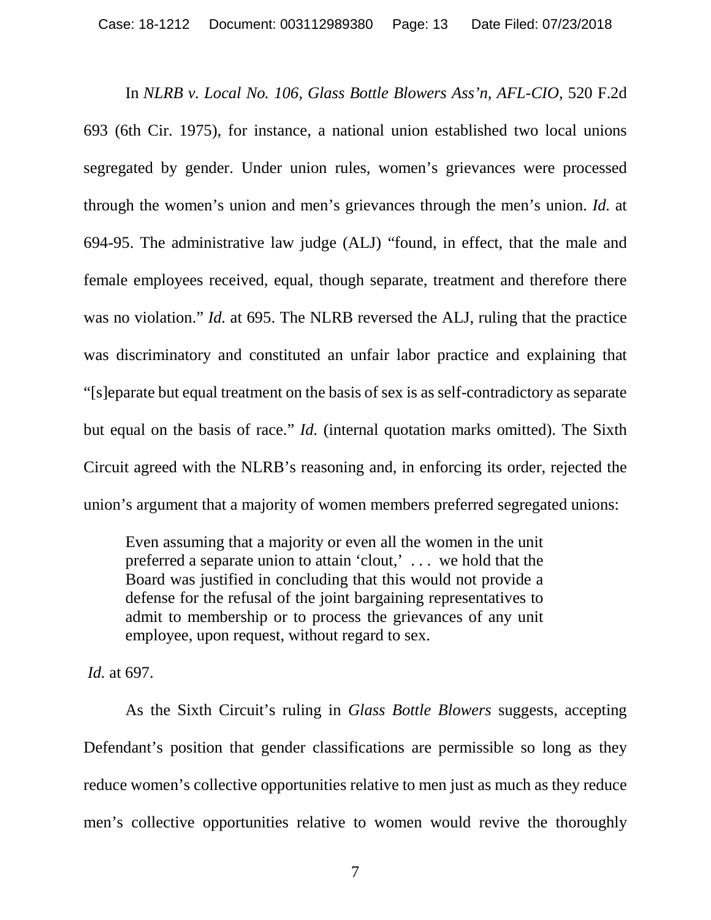In *NLRB v. Local No. 106, Glass Bottle Blowers Ass'n, AFL-CIO*, 520 F.2d 693 (6th Cir. 1975), for instance, a national union established two local unions segregated by gender. Under union rules, women's grievances were processed through the women's union and men's grievances through the men's union. *Id.* at 694-95. The administrative law judge (ALJ) "found, in effect, that the male and female employees received, equal, though separate, treatment and therefore there was no violation." *Id.* at 695. The NLRB reversed the ALJ, ruling that the practice was discriminatory and constituted an unfair labor practice and explaining that "[s]eparate but equal treatment on the basis of sex is as self-contradictory as separate but equal on the basis of race." *Id.* (internal quotation marks omitted). The Sixth Circuit agreed with the NLRB's reasoning and, in enforcing its order, rejected the union's argument that a majority of women members preferred segregated unions:

> Even assuming that a majority or even all the women in the unit preferred a separate union to attain 'clout,' . . . we hold that the Board was justified in concluding that this would not provide a defense for the refusal of the joint bargaining representatives to admit to membership or to process the grievances of any unit employee, upon request, without regard to sex.

*Id.* at 697.

As the Sixth Circuit's ruling in *Glass Bottle Blowers* suggests, accepting Defendant's position that gender classifications are permissible so long as they reduce women's collective opportunities relative to men just as much as they reduce men's collective opportunities relative to women would revive the thoroughly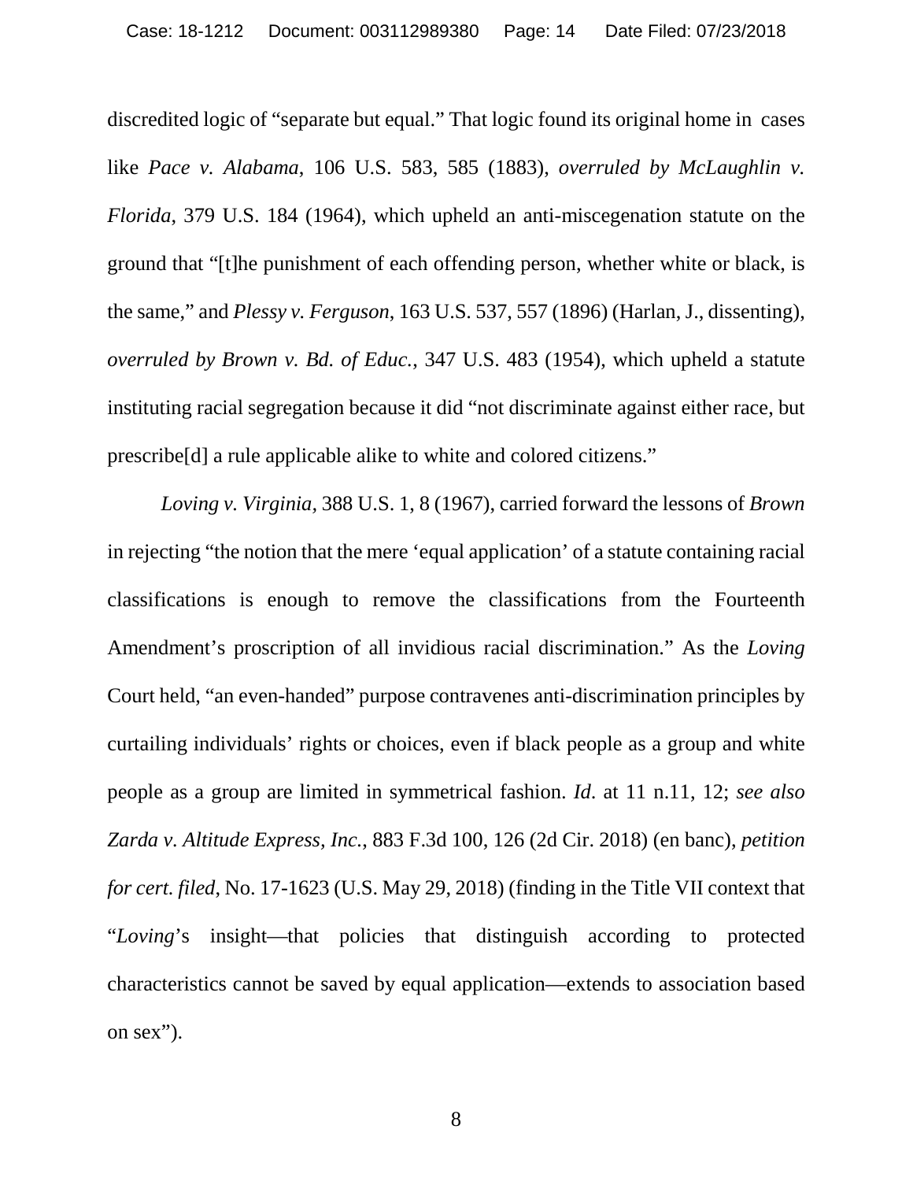discredited logic of "separate but equal." That logic found its original home in cases like *Pace v. Alabama*, 106 U.S. 583, 585 (1883), *overruled by McLaughlin v. Florida*, 379 U.S. 184 (1964), which upheld an anti-miscegenation statute on the ground that "[t]he punishment of each offending person, whether white or black, is the same," and *Plessy v. Ferguson*, 163 U.S. 537, 557 (1896) (Harlan, J., dissenting), *overruled by Brown v. Bd. of Educ.*, 347 U.S. 483 (1954), which upheld a statute instituting racial segregation because it did "not discriminate against either race, but prescribe[d] a rule applicable alike to white and colored citizens."

*Loving v. Virginia*, 388 U.S. 1, 8 (1967), carried forward the lessons of *Brown* in rejecting "the notion that the mere 'equal application' of a statute containing racial classifications is enough to remove the classifications from the Fourteenth Amendment's proscription of all invidious racial discrimination." As the *Loving* Court held, "an even-handed" purpose contravenes anti-discrimination principles by curtailing individuals' rights or choices, even if black people as a group and white people as a group are limited in symmetrical fashion. *Id*. at 11 n.11, 12; *see also Zarda v. Altitude Express, Inc.*, 883 F.3d 100, 126 (2d Cir. 2018) (en banc), *petition for cert. filed*, No. 17-1623 (U.S. May 29, 2018) (finding in the Title VII context that "*Loving*'s insight—that policies that distinguish according to protected characteristics cannot be saved by equal application—extends to association based on sex").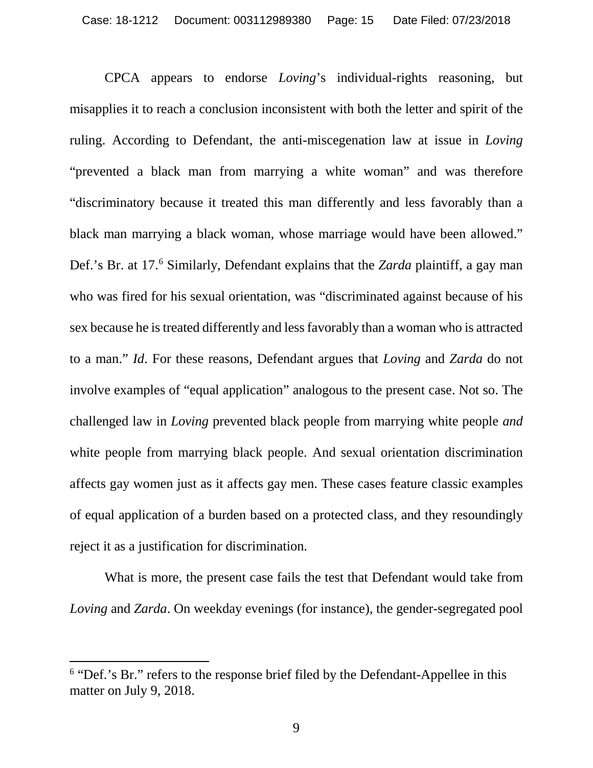CPCA appears to endorse *Loving*'s individual-rights reasoning, but misapplies it to reach a conclusion inconsistent with both the letter and spirit of the ruling. According to Defendant, the anti-miscegenation law at issue in *Loving* "prevented a black man from marrying a white woman" and was therefore "discriminatory because it treated this man differently and less favorably than a black man marrying a black woman, whose marriage would have been allowed." Def.'s Br. at 17.[6] Similarly, Defendant explains that the *Zarda* plaintiff, a gay man who was fired for his sexual orientation, was "discriminated against because of his sex because he is treated differently and less favorably than a woman who is attracted to a man." *Id*. For these reasons, Defendant argues that *Loving* and *Zarda* do not involve examples of "equal application" analogous to the present case. Not so. The challenged law in *Loving* prevented black people from marrying white people *and* white people from marrying black people. And sexual orientation discrimination affects gay women just as it affects gay men. These cases feature classic examples of equal application of a burden based on a protected class, and they resoundingly reject it as a justification for discrimination.

What is more, the present case fails the test that Defendant would take from *Loving* and *Zarda*. On weekday evenings (for instance), the gender-segregated pool

---

[6] "Def.'s Br." refers to the response brief filed by the Defendant-Appellee in this matter on July 9, 2018.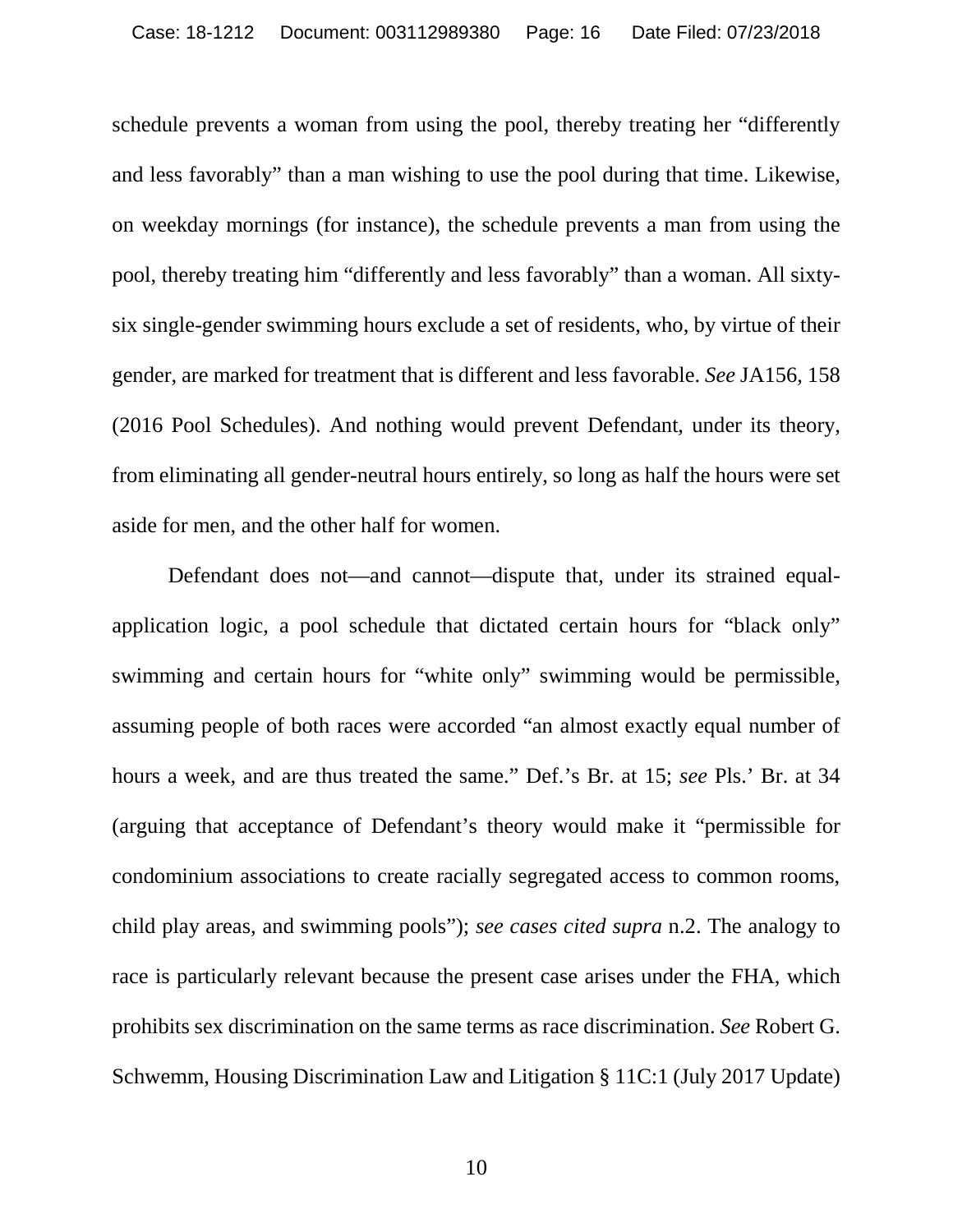schedule prevents a woman from using the pool, thereby treating her "differently and less favorably" than a man wishing to use the pool during that time. Likewise, on weekday mornings (for instance), the schedule prevents a man from using the pool, thereby treating him "differently and less favorably" than a woman. All sixty-six single-gender swimming hours exclude a set of residents, who, by virtue of their gender, are marked for treatment that is different and less favorable. *See* JA156, 158 (2016 Pool Schedules). And nothing would prevent Defendant, under its theory, from eliminating all gender-neutral hours entirely, so long as half the hours were set aside for men, and the other half for women.

Defendant does not—and cannot—dispute that, under its strained equal-application logic, a pool schedule that dictated certain hours for "black only" swimming and certain hours for "white only" swimming would be permissible, assuming people of both races were accorded "an almost exactly equal number of hours a week, and are thus treated the same." Def.'s Br. at 15; *see* Pls.' Br. at 34 (arguing that acceptance of Defendant's theory would make it "permissible for condominium associations to create racially segregated access to common rooms, child play areas, and swimming pools"); *see cases cited supra* n.2. The analogy to race is particularly relevant because the present case arises under the FHA, which prohibits sex discrimination on the same terms as race discrimination. *See* Robert G. Schwemm, Housing Discrimination Law and Litigation § 11C:1 (July 2017 Update)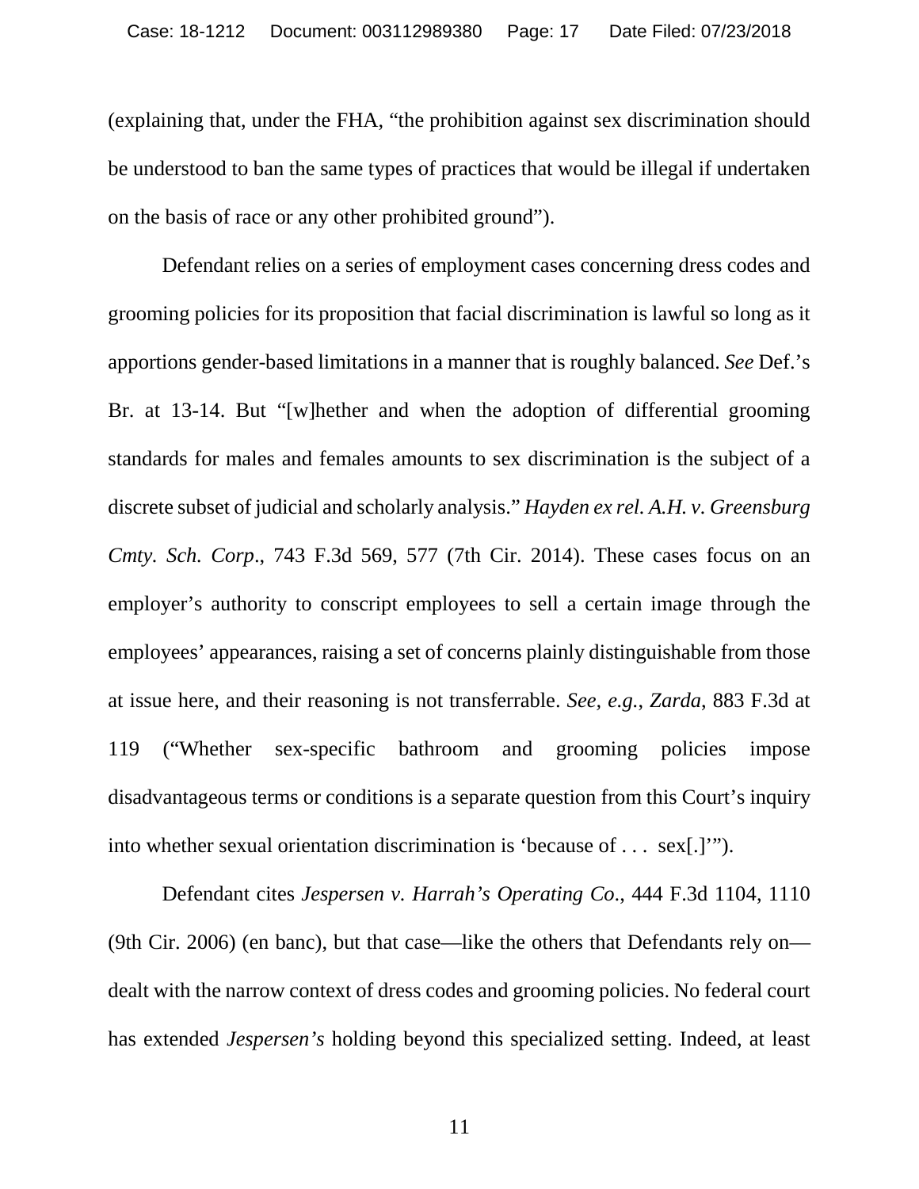(explaining that, under the FHA, "the prohibition against sex discrimination should be understood to ban the same types of practices that would be illegal if undertaken on the basis of race or any other prohibited ground").

Defendant relies on a series of employment cases concerning dress codes and grooming policies for its proposition that facial discrimination is lawful so long as it apportions gender-based limitations in a manner that is roughly balanced. *See* Def.'s Br. at 13-14. But "[w]hether and when the adoption of differential grooming standards for males and females amounts to sex discrimination is the subject of a discrete subset of judicial and scholarly analysis." *Hayden ex rel. A.H. v. Greensburg Cmty. Sch. Corp*., 743 F.3d 569, 577 (7th Cir. 2014). These cases focus on an employer's authority to conscript employees to sell a certain image through the employees' appearances, raising a set of concerns plainly distinguishable from those at issue here, and their reasoning is not transferrable. *See, e.g.*, *Zarda*, 883 F.3d at 119 ("Whether sex-specific bathroom and grooming policies impose disadvantageous terms or conditions is a separate question from this Court's inquiry into whether sexual orientation discrimination is 'because of . . . sex[.]'").

Defendant cites *Jespersen v. Harrah's Operating Co.*, 444 F.3d 1104, 1110 (9th Cir. 2006) (en banc), but that case—like the others that Defendants rely on—dealt with the narrow context of dress codes and grooming policies. No federal court has extended *Jespersen's* holding beyond this specialized setting. Indeed, at least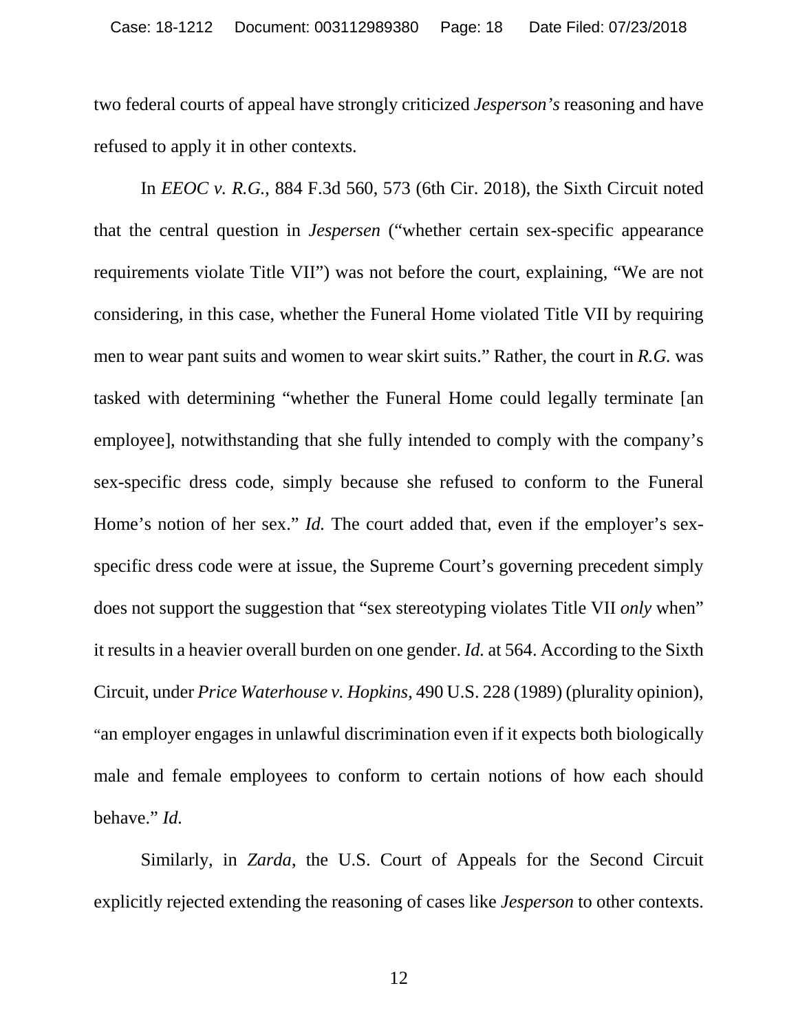two federal courts of appeal have strongly criticized *Jesperson's* reasoning and have refused to apply it in other contexts.

In *EEOC v. R.G.*, 884 F.3d 560, 573 (6th Cir. 2018), the Sixth Circuit noted that the central question in *Jespersen* ("whether certain sex-specific appearance requirements violate Title VII") was not before the court, explaining, "We are not considering, in this case, whether the Funeral Home violated Title VII by requiring men to wear pant suits and women to wear skirt suits." Rather, the court in *R.G.* was tasked with determining "whether the Funeral Home could legally terminate [an employee], notwithstanding that she fully intended to comply with the company's sex-specific dress code, simply because she refused to conform to the Funeral Home's notion of her sex." *Id.* The court added that, even if the employer's sex-specific dress code were at issue, the Supreme Court's governing precedent simply does not support the suggestion that "sex stereotyping violates Title VII *only* when" it results in a heavier overall burden on one gender. *Id.* at 564. According to the Sixth Circuit, under *Price Waterhouse v. Hopkins*, 490 U.S. 228 (1989) (plurality opinion), "an employer engages in unlawful discrimination even if it expects both biologically male and female employees to conform to certain notions of how each should behave." *Id.*

Similarly, in *Zarda*, the U.S. Court of Appeals for the Second Circuit explicitly rejected extending the reasoning of cases like *Jesperson* to other contexts.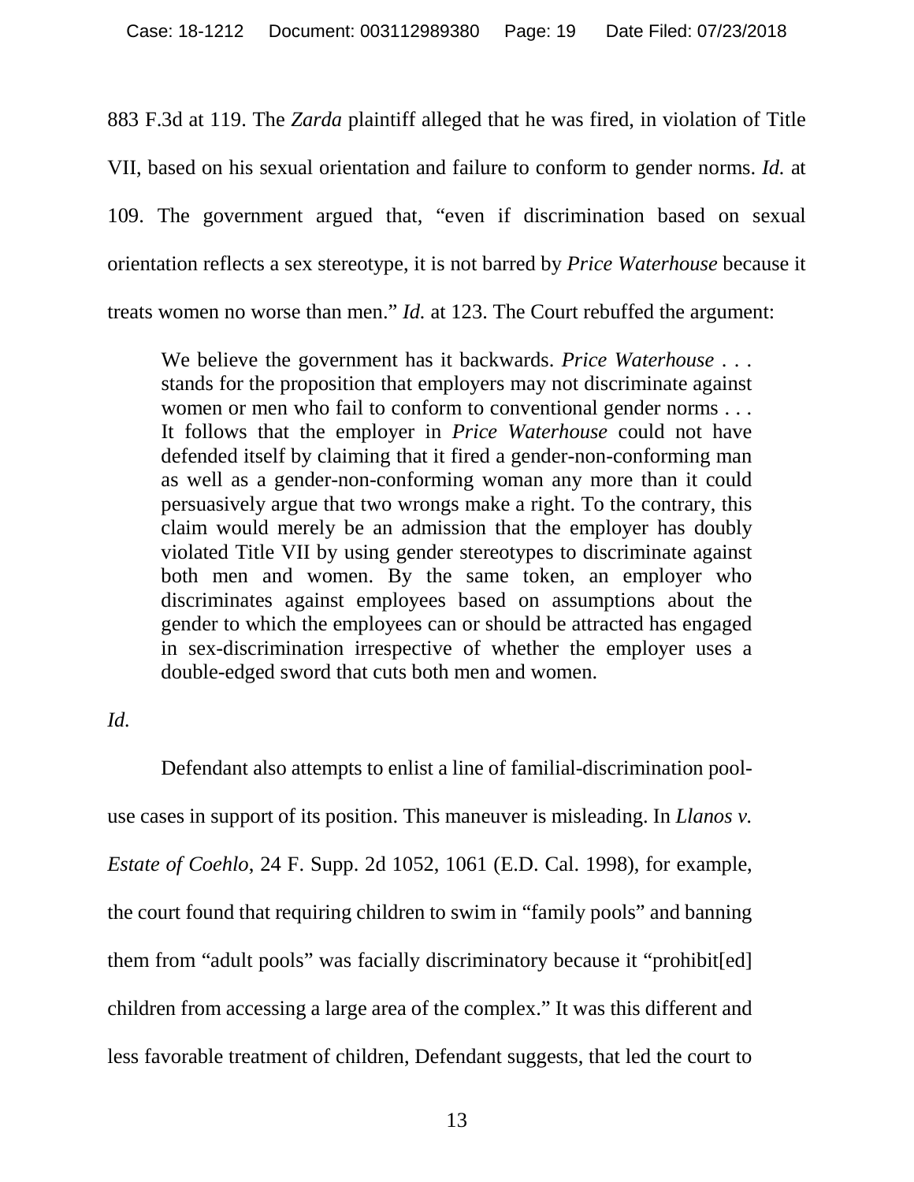883 F.3d at 119. The *Zarda* plaintiff alleged that he was fired, in violation of Title VII, based on his sexual orientation and failure to conform to gender norms. *Id.* at 109. The government argued that, "even if discrimination based on sexual orientation reflects a sex stereotype, it is not barred by *Price Waterhouse* because it treats women no worse than men." *Id.* at 123. The Court rebuffed the argument:

> We believe the government has it backwards. *Price Waterhouse* . . . stands for the proposition that employers may not discriminate against women or men who fail to conform to conventional gender norms . . . It follows that the employer in *Price Waterhouse* could not have defended itself by claiming that it fired a gender-non-conforming man as well as a gender-non-conforming woman any more than it could persuasively argue that two wrongs make a right. To the contrary, this claim would merely be an admission that the employer has doubly violated Title VII by using gender stereotypes to discriminate against both men and women. By the same token, an employer who discriminates against employees based on assumptions about the gender to which the employees can or should be attracted has engaged in sex-discrimination irrespective of whether the employer uses a double-edged sword that cuts both men and women.

*Id.*

Defendant also attempts to enlist a line of familial-discrimination pool-use cases in support of its position. This maneuver is misleading. In *Llanos v. Estate of Coehlo*, 24 F. Supp. 2d 1052, 1061 (E.D. Cal. 1998), for example, the court found that requiring children to swim in "family pools" and banning them from "adult pools" was facially discriminatory because it "prohibit[ed] children from accessing a large area of the complex." It was this different and less favorable treatment of children, Defendant suggests, that led the court to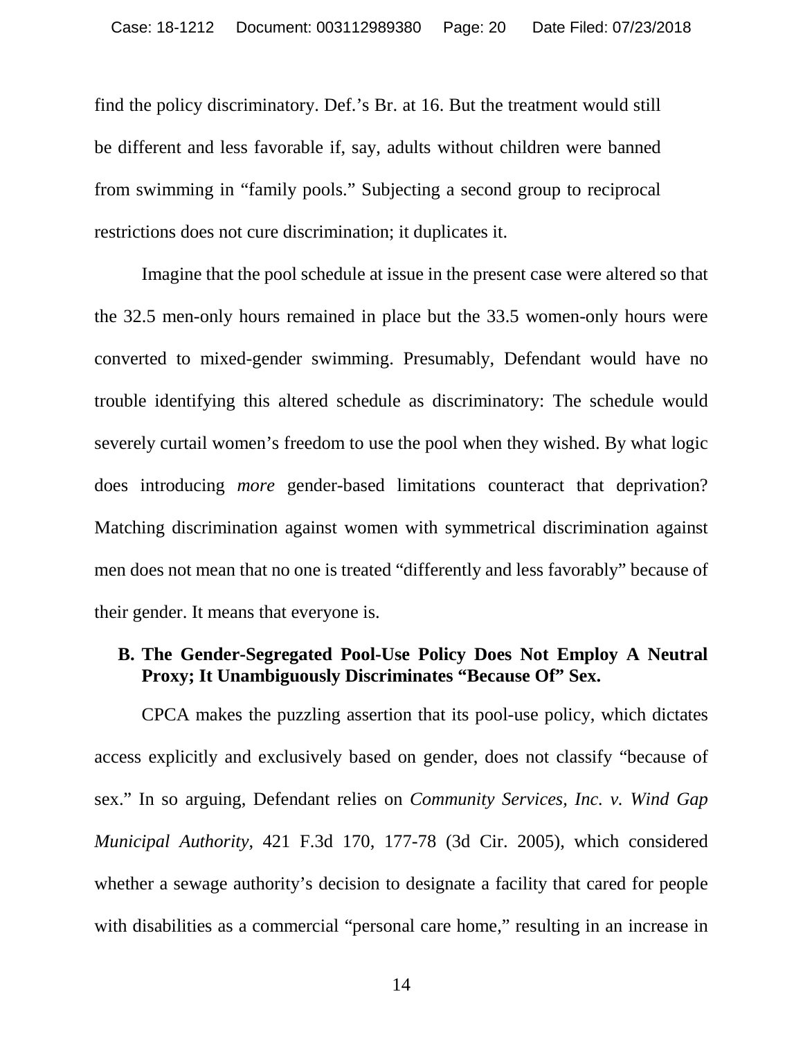find the policy discriminatory. Def.'s Br. at 16. But the treatment would still be different and less favorable if, say, adults without children were banned from swimming in "family pools." Subjecting a second group to reciprocal restrictions does not cure discrimination; it duplicates it.

Imagine that the pool schedule at issue in the present case were altered so that the 32.5 men-only hours remained in place but the 33.5 women-only hours were converted to mixed-gender swimming. Presumably, Defendant would have no trouble identifying this altered schedule as discriminatory: The schedule would severely curtail women's freedom to use the pool when they wished. By what logic does introducing *more* gender-based limitations counteract that deprivation? Matching discrimination against women with symmetrical discrimination against men does not mean that no one is treated "differently and less favorably" because of their gender. It means that everyone is.

**B. The Gender-Segregated Pool-Use Policy Does Not Employ A Neutral Proxy; It Unambiguously Discriminates "Because Of" Sex.**

CPCA makes the puzzling assertion that its pool-use policy, which dictates access explicitly and exclusively based on gender, does not classify "because of sex." In so arguing, Defendant relies on *Community Services, Inc. v. Wind Gap Municipal Authority*, 421 F.3d 170, 177-78 (3d Cir. 2005), which considered whether a sewage authority's decision to designate a facility that cared for people with disabilities as a commercial "personal care home," resulting in an increase in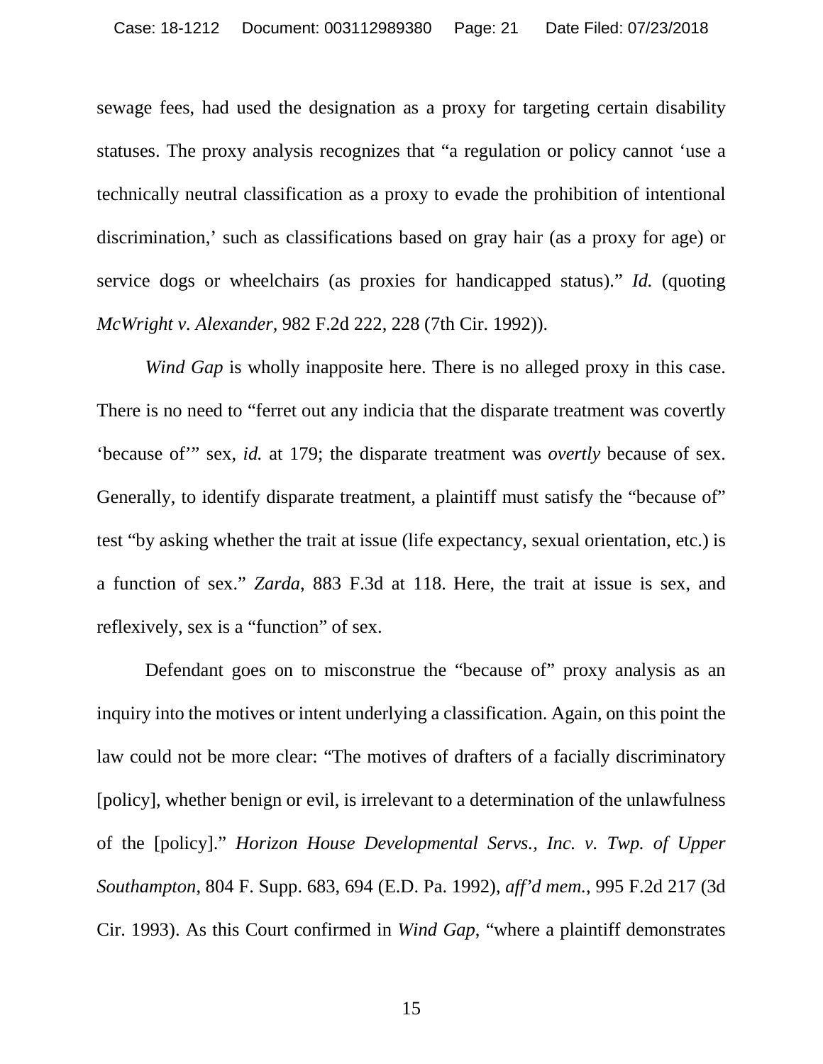sewage fees, had used the designation as a proxy for targeting certain disability statuses. The proxy analysis recognizes that "a regulation or policy cannot 'use a technically neutral classification as a proxy to evade the prohibition of intentional discrimination,' such as classifications based on gray hair (as a proxy for age) or service dogs or wheelchairs (as proxies for handicapped status)." *Id.* (quoting *McWright v. Alexander*, 982 F.2d 222, 228 (7th Cir. 1992)).

*Wind Gap* is wholly inapposite here. There is no alleged proxy in this case. There is no need to "ferret out any indicia that the disparate treatment was covertly 'because of'" sex, *id.* at 179; the disparate treatment was *overtly* because of sex. Generally, to identify disparate treatment, a plaintiff must satisfy the "because of" test "by asking whether the trait at issue (life expectancy, sexual orientation, etc.) is a function of sex." *Zarda*, 883 F.3d at 118. Here, the trait at issue is sex, and reflexively, sex is a "function" of sex.

Defendant goes on to misconstrue the "because of" proxy analysis as an inquiry into the motives or intent underlying a classification. Again, on this point the law could not be more clear: "The motives of drafters of a facially discriminatory [policy], whether benign or evil, is irrelevant to a determination of the unlawfulness of the [policy]." *Horizon House Developmental Servs., Inc. v. Twp. of Upper Southampton*, 804 F. Supp. 683, 694 (E.D. Pa. 1992), *aff'd mem.*, 995 F.2d 217 (3d Cir. 1993). As this Court confirmed in *Wind Gap*, "where a plaintiff demonstrates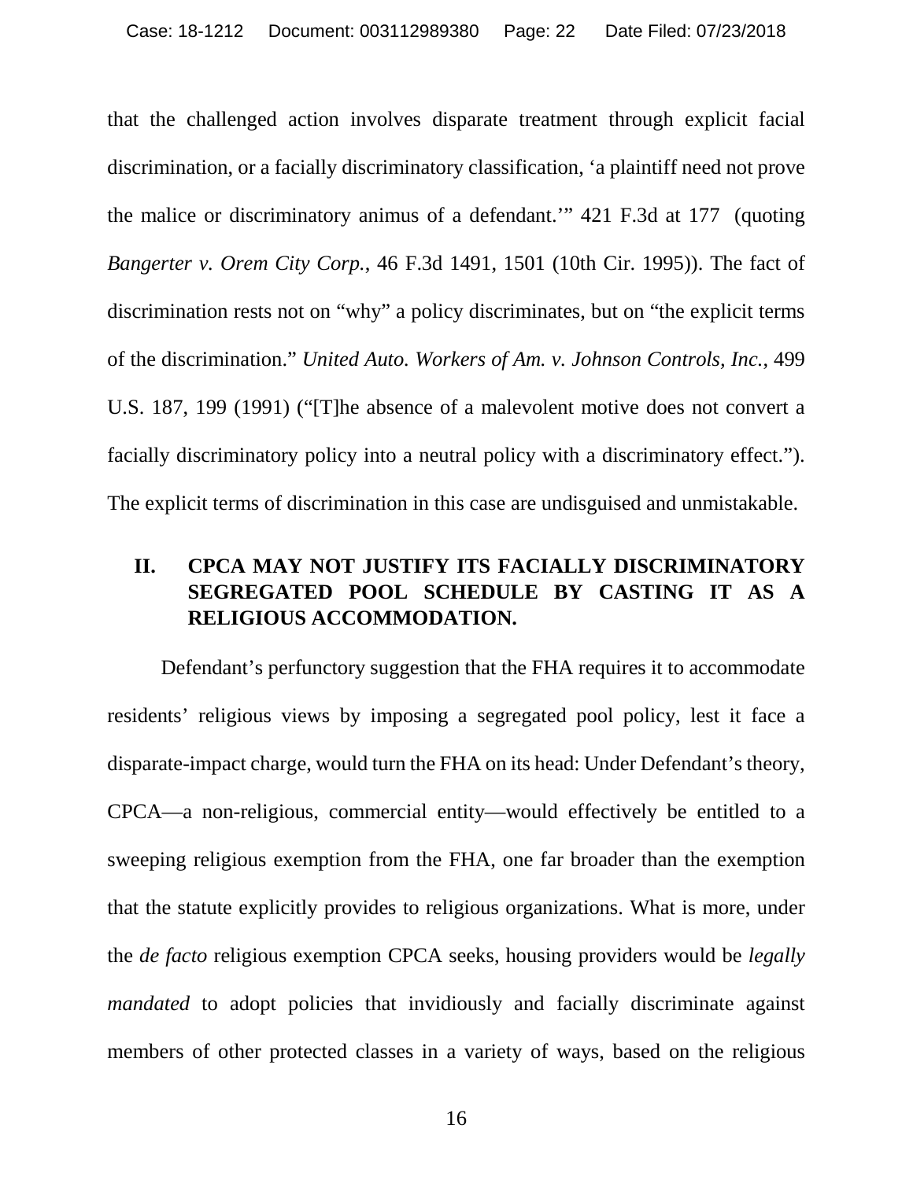that the challenged action involves disparate treatment through explicit facial discrimination, or a facially discriminatory classification, 'a plaintiff need not prove the malice or discriminatory animus of a defendant.'" 421 F.3d at 177 (quoting *Bangerter v. Orem City Corp.*, 46 F.3d 1491, 1501 (10th Cir. 1995)). The fact of discrimination rests not on "why" a policy discriminates, but on "the explicit terms of the discrimination." *United Auto. Workers of Am. v. Johnson Controls, Inc.*, 499 U.S. 187, 199 (1991) ("[T]he absence of a malevolent motive does not convert a facially discriminatory policy into a neutral policy with a discriminatory effect."). The explicit terms of discrimination in this case are undisguised and unmistakable.

## II. CPCA MAY NOT JUSTIFY ITS FACIALLY DISCRIMINATORY SEGREGATED POOL SCHEDULE BY CASTING IT AS A RELIGIOUS ACCOMMODATION.

Defendant's perfunctory suggestion that the FHA requires it to accommodate residents' religious views by imposing a segregated pool policy, lest it face a disparate-impact charge, would turn the FHA on its head: Under Defendant's theory, CPCA—a non-religious, commercial entity—would effectively be entitled to a sweeping religious exemption from the FHA, one far broader than the exemption that the statute explicitly provides to religious organizations. What is more, under the *de facto* religious exemption CPCA seeks, housing providers would be *legally mandated* to adopt policies that invidiously and facially discriminate against members of other protected classes in a variety of ways, based on the religious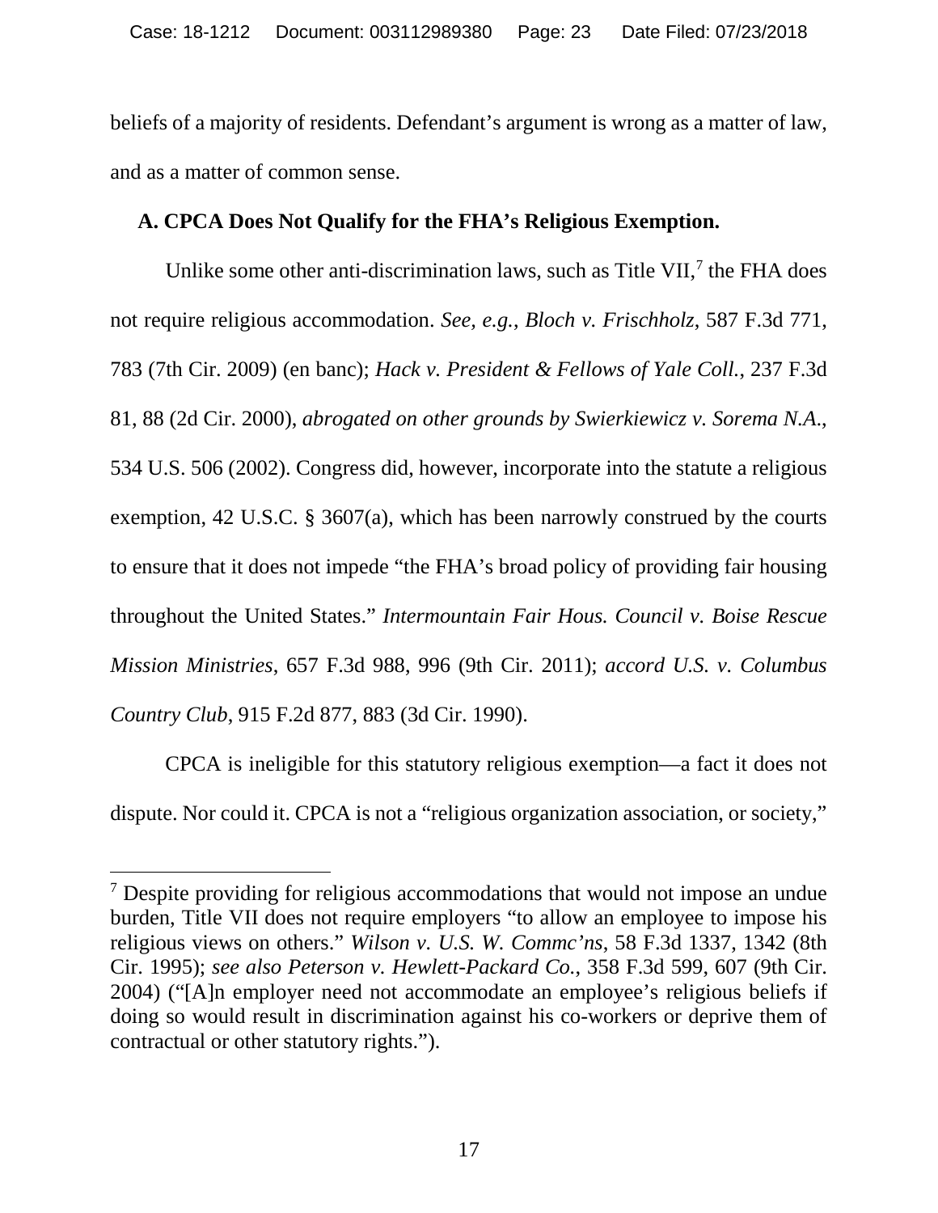beliefs of a majority of residents. Defendant's argument is wrong as a matter of law, and as a matter of common sense.

### A. CPCA Does Not Qualify for the FHA's Religious Exemption.

Unlike some other anti-discrimination laws, such as Title VII,[7] the FHA does not require religious accommodation. *See, e.g.*, *Bloch v. Frischholz*, 587 F.3d 771, 783 (7th Cir. 2009) (en banc); *Hack v. President & Fellows of Yale Coll.*, 237 F.3d 81, 88 (2d Cir. 2000), *abrogated on other grounds by Swierkiewicz v. Sorema N.A.*, 534 U.S. 506 (2002). Congress did, however, incorporate into the statute a religious exemption, 42 U.S.C. § 3607(a), which has been narrowly construed by the courts to ensure that it does not impede "the FHA's broad policy of providing fair housing throughout the United States." *Intermountain Fair Hous. Council v. Boise Rescue Mission Ministries*, 657 F.3d 988, 996 (9th Cir. 2011); *accord U.S. v. Columbus Country Club*, 915 F.2d 877, 883 (3d Cir. 1990).

CPCA is ineligible for this statutory religious exemption—a fact it does not dispute. Nor could it. CPCA is not a "religious organization association, or society,"

---

[7] Despite providing for religious accommodations that would not impose an undue burden, Title VII does not require employers "to allow an employee to impose his religious views on others." *Wilson v. U.S. W. Commc'ns*, 58 F.3d 1337, 1342 (8th Cir. 1995); *see also Peterson v. Hewlett-Packard Co.*, 358 F.3d 599, 607 (9th Cir. 2004) ("[A]n employer need not accommodate an employee's religious beliefs if doing so would result in discrimination against his co-workers or deprive them of contractual or other statutory rights.").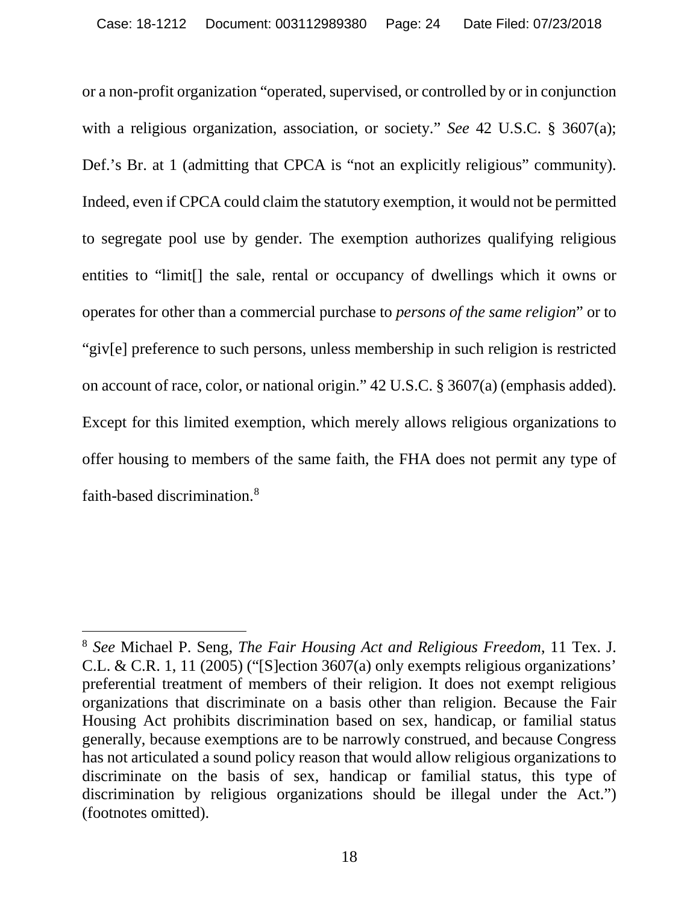or a non-profit organization "operated, supervised, or controlled by or in conjunction with a religious organization, association, or society." *See* 42 U.S.C. § 3607(a); Def.'s Br. at 1 (admitting that CPCA is "not an explicitly religious" community). Indeed, even if CPCA could claim the statutory exemption, it would not be permitted to segregate pool use by gender. The exemption authorizes qualifying religious entities to "limit[] the sale, rental or occupancy of dwellings which it owns or operates for other than a commercial purchase to *persons of the same religion*" or to "giv[e] preference to such persons, unless membership in such religion is restricted on account of race, color, or national origin." 42 U.S.C. § 3607(a) (emphasis added). Except for this limited exemption, which merely allows religious organizations to offer housing to members of the same faith, the FHA does not permit any type of faith-based discrimination.[8]

---

[8] *See* Michael P. Seng, *The Fair Housing Act and Religious Freedom*, 11 Tex. J. C.L. & C.R. 1, 11 (2005) ("[S]ection 3607(a) only exempts religious organizations' preferential treatment of members of their religion. It does not exempt religious organizations that discriminate on a basis other than religion. Because the Fair Housing Act prohibits discrimination based on sex, handicap, or familial status generally, because exemptions are to be narrowly construed, and because Congress has not articulated a sound policy reason that would allow religious organizations to discriminate on the basis of sex, handicap or familial status, this type of discrimination by religious organizations should be illegal under the Act.") (footnotes omitted).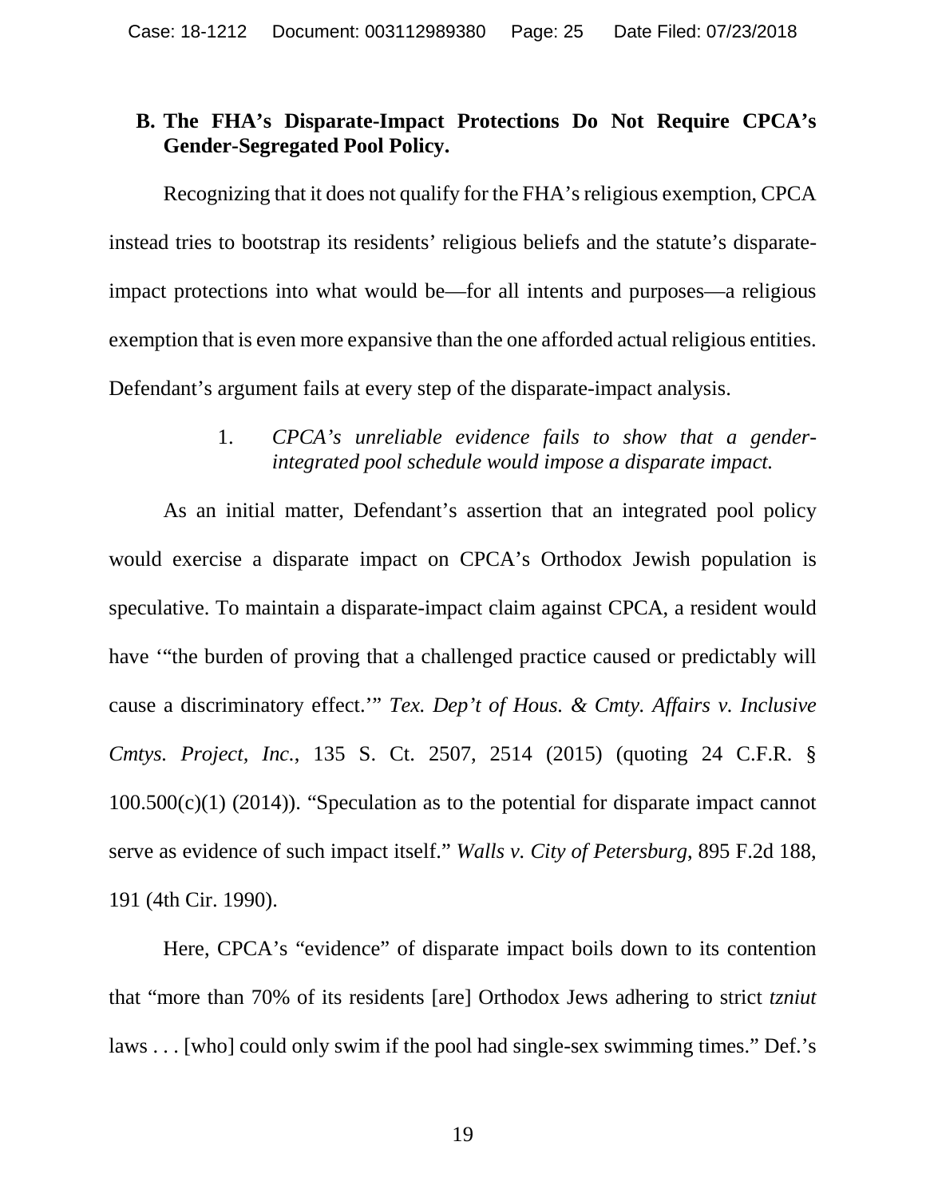### B. The FHA's Disparate-Impact Protections Do Not Require CPCA's Gender-Segregated Pool Policy.

Recognizing that it does not qualify for the FHA's religious exemption, CPCA instead tries to bootstrap its residents' religious beliefs and the statute's disparate-impact protections into what would be—for all intents and purposes—a religious exemption that is even more expansive than the one afforded actual religious entities. Defendant's argument fails at every step of the disparate-impact analysis.

1. *CPCA's unreliable evidence fails to show that a gender-integrated pool schedule would impose a disparate impact.*

As an initial matter, Defendant's assertion that an integrated pool policy would exercise a disparate impact on CPCA's Orthodox Jewish population is speculative. To maintain a disparate-impact claim against CPCA, a resident would have '"the burden of proving that a challenged practice caused or predictably will cause a discriminatory effect.'" *Tex. Dep't of Hous. & Cmty. Affairs v. Inclusive Cmtys. Project, Inc.*, 135 S. Ct. 2507, 2514 (2015) (quoting 24 C.F.R. § 100.500(c)(1) (2014)). "Speculation as to the potential for disparate impact cannot serve as evidence of such impact itself." *Walls v. City of Petersburg*, 895 F.2d 188, 191 (4th Cir. 1990).

Here, CPCA's "evidence" of disparate impact boils down to its contention that "more than 70% of its residents [are] Orthodox Jews adhering to strict *tzniut* laws . . . [who] could only swim if the pool had single-sex swimming times." Def.'s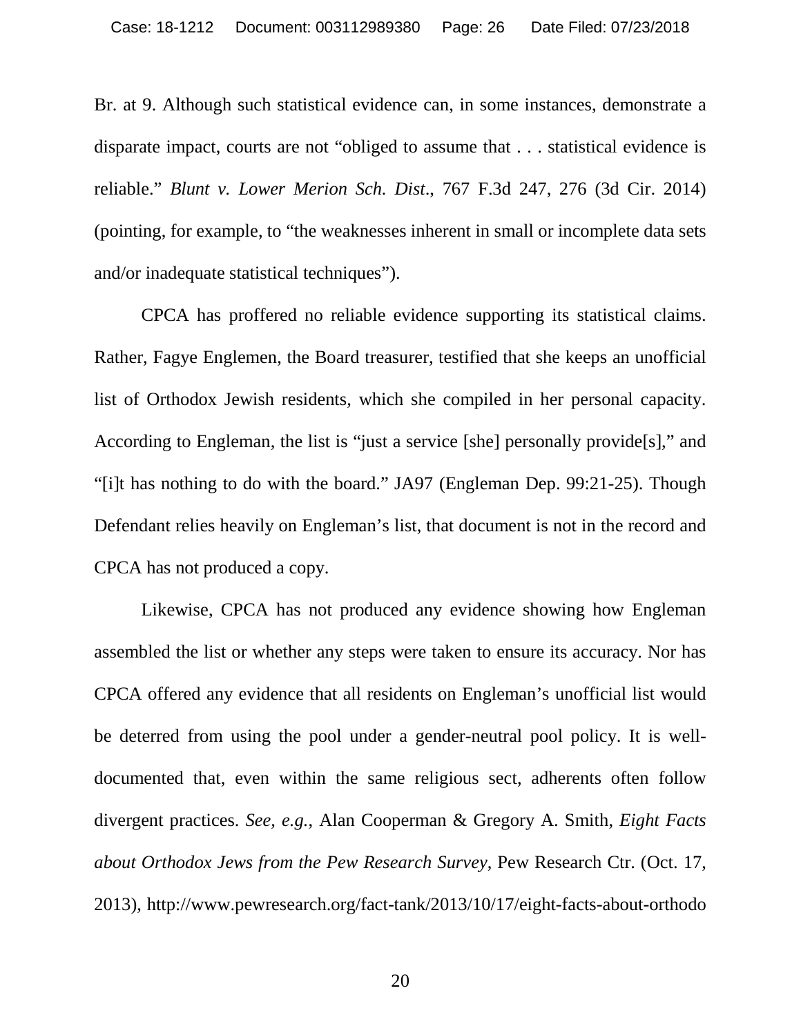Br. at 9. Although such statistical evidence can, in some instances, demonstrate a disparate impact, courts are not "obliged to assume that . . . statistical evidence is reliable." *Blunt v. Lower Merion Sch. Dist*., 767 F.3d 247, 276 (3d Cir. 2014) (pointing, for example, to "the weaknesses inherent in small or incomplete data sets and/or inadequate statistical techniques").

CPCA has proffered no reliable evidence supporting its statistical claims. Rather, Fagye Englemen, the Board treasurer, testified that she keeps an unofficial list of Orthodox Jewish residents, which she compiled in her personal capacity. According to Engleman, the list is "just a service [she] personally provide[s]," and "[i]t has nothing to do with the board." JA97 (Engleman Dep. 99:21-25). Though Defendant relies heavily on Engleman's list, that document is not in the record and CPCA has not produced a copy.

Likewise, CPCA has not produced any evidence showing how Engleman assembled the list or whether any steps were taken to ensure its accuracy. Nor has CPCA offered any evidence that all residents on Engleman's unofficial list would be deterred from using the pool under a gender-neutral pool policy. It is well-documented that, even within the same religious sect, adherents often follow divergent practices. *See, e.g.*, Alan Cooperman & Gregory A. Smith, *Eight Facts about Orthodox Jews from the Pew Research Survey*, Pew Research Ctr. (Oct. 17, 2013), http://www.pewresearch.org/fact-tank/2013/10/17/eight-facts-about-orthodo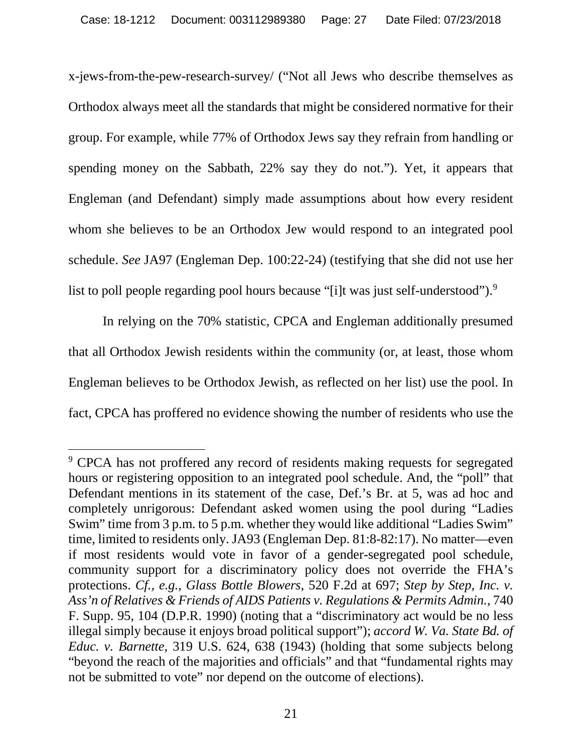x-jews-from-the-pew-research-survey/ ("Not all Jews who describe themselves as Orthodox always meet all the standards that might be considered normative for their group. For example, while 77% of Orthodox Jews say they refrain from handling or spending money on the Sabbath, 22% say they do not."). Yet, it appears that Engleman (and Defendant) simply made assumptions about how every resident whom she believes to be an Orthodox Jew would respond to an integrated pool schedule. *See* JA97 (Engleman Dep. 100:22-24) (testifying that she did not use her list to poll people regarding pool hours because "[i]t was just self-understood").[9]

In relying on the 70% statistic, CPCA and Engleman additionally presumed that all Orthodox Jewish residents within the community (or, at least, those whom Engleman believes to be Orthodox Jewish, as reflected on her list) use the pool. In fact, CPCA has proffered no evidence showing the number of residents who use the

---

[9] CPCA has not proffered any record of residents making requests for segregated hours or registering opposition to an integrated pool schedule. And, the "poll" that Defendant mentions in its statement of the case, Def.'s Br. at 5, was ad hoc and completely unrigorous: Defendant asked women using the pool during "Ladies Swim" time from 3 p.m. to 5 p.m. whether they would like additional "Ladies Swim" time, limited to residents only. JA93 (Engleman Dep. 81:8-82:17). No matter—even if most residents would vote in favor of a gender-segregated pool schedule, community support for a discriminatory policy does not override the FHA's protections. *Cf., e.g., Glass Bottle Blowers*, 520 F.2d at 697; *Step by Step, Inc. v. Ass'n of Relatives & Friends of AIDS Patients v. Regulations & Permits Admin.*, 740 F. Supp. 95, 104 (D.P.R. 1990) (noting that a "discriminatory act would be no less illegal simply because it enjoys broad political support"); *accord W. Va. State Bd. of Educ. v. Barnette*, 319 U.S. 624, 638 (1943) (holding that some subjects belong "beyond the reach of the majorities and officials" and that "fundamental rights may not be submitted to vote" nor depend on the outcome of elections).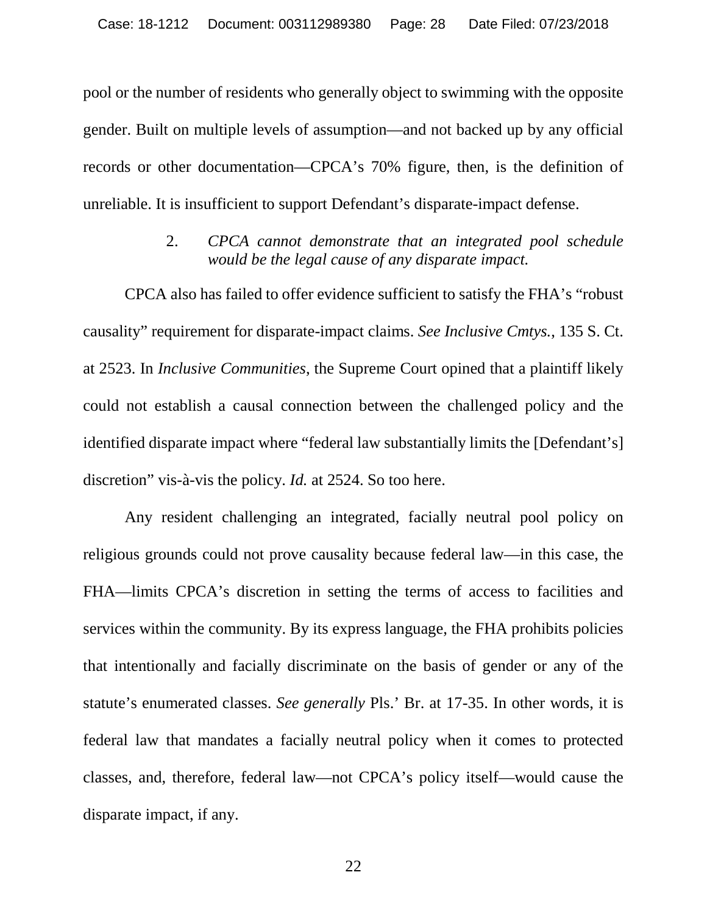pool or the number of residents who generally object to swimming with the opposite gender. Built on multiple levels of assumption—and not backed up by any official records or other documentation—CPCA's 70% figure, then, is the definition of unreliable. It is insufficient to support Defendant's disparate-impact defense.

2. *CPCA cannot demonstrate that an integrated pool schedule would be the legal cause of any disparate impact.*

CPCA also has failed to offer evidence sufficient to satisfy the FHA's "robust causality" requirement for disparate-impact claims. *See Inclusive Cmtys.*, 135 S. Ct. at 2523. In *Inclusive Communities*, the Supreme Court opined that a plaintiff likely could not establish a causal connection between the challenged policy and the identified disparate impact where "federal law substantially limits the [Defendant's] discretion" vis-à-vis the policy. *Id.* at 2524. So too here.

Any resident challenging an integrated, facially neutral pool policy on religious grounds could not prove causality because federal law—in this case, the FHA—limits CPCA's discretion in setting the terms of access to facilities and services within the community. By its express language, the FHA prohibits policies that intentionally and facially discriminate on the basis of gender or any of the statute's enumerated classes. *See generally* Pls.' Br. at 17-35. In other words, it is federal law that mandates a facially neutral policy when it comes to protected classes, and, therefore, federal law—not CPCA's policy itself—would cause the disparate impact, if any.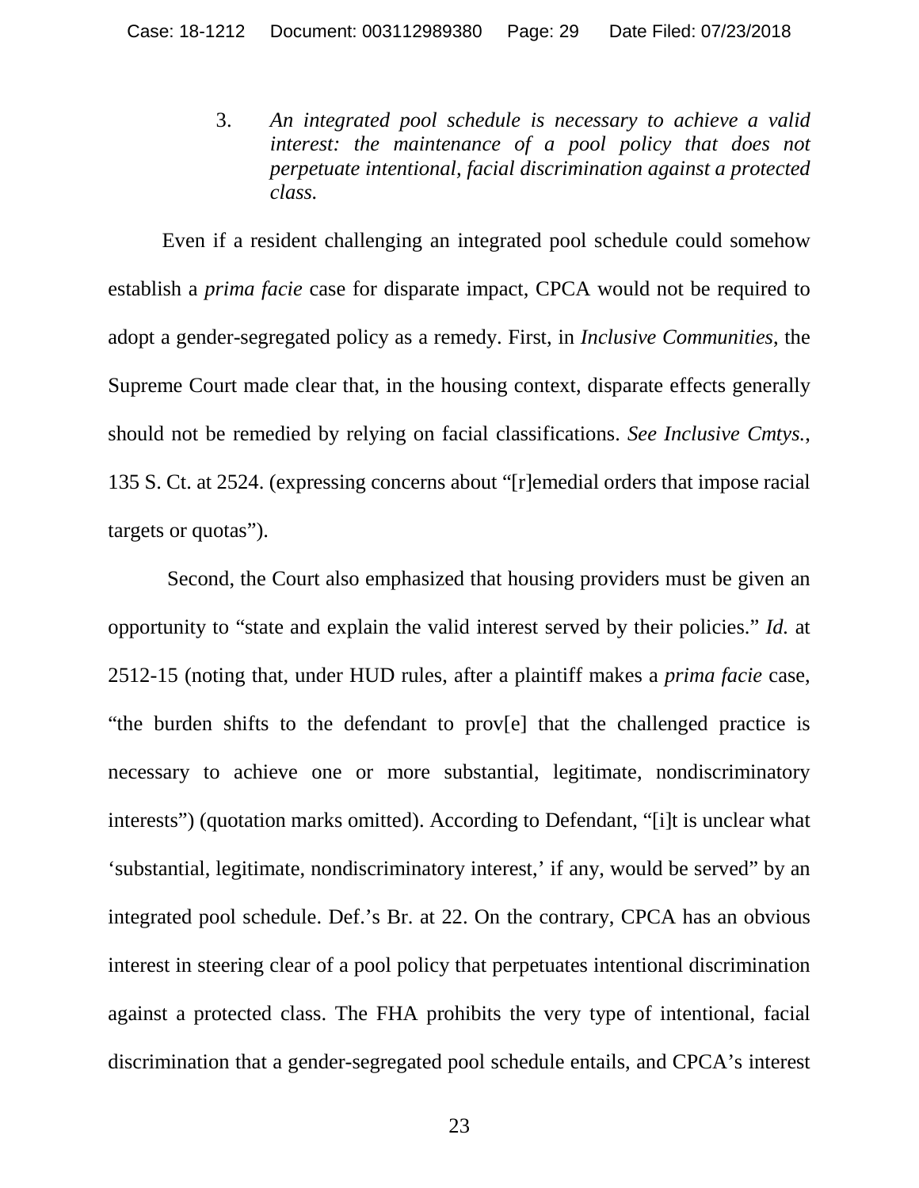3. *An integrated pool schedule is necessary to achieve a valid interest: the maintenance of a pool policy that does not perpetuate intentional, facial discrimination against a protected class.*

Even if a resident challenging an integrated pool schedule could somehow establish a *prima facie* case for disparate impact, CPCA would not be required to adopt a gender-segregated policy as a remedy. First, in *Inclusive Communities*, the Supreme Court made clear that, in the housing context, disparate effects generally should not be remedied by relying on facial classifications. *See Inclusive Cmtys.*, 135 S. Ct. at 2524. (expressing concerns about "[r]emedial orders that impose racial targets or quotas").

Second, the Court also emphasized that housing providers must be given an opportunity to "state and explain the valid interest served by their policies." *Id.* at 2512-15 (noting that, under HUD rules, after a plaintiff makes a *prima facie* case, "the burden shifts to the defendant to prov[e] that the challenged practice is necessary to achieve one or more substantial, legitimate, nondiscriminatory interests") (quotation marks omitted). According to Defendant, "[i]t is unclear what 'substantial, legitimate, nondiscriminatory interest,' if any, would be served" by an integrated pool schedule. Def.'s Br. at 22. On the contrary, CPCA has an obvious interest in steering clear of a pool policy that perpetuates intentional discrimination against a protected class. The FHA prohibits the very type of intentional, facial discrimination that a gender-segregated pool schedule entails, and CPCA's interest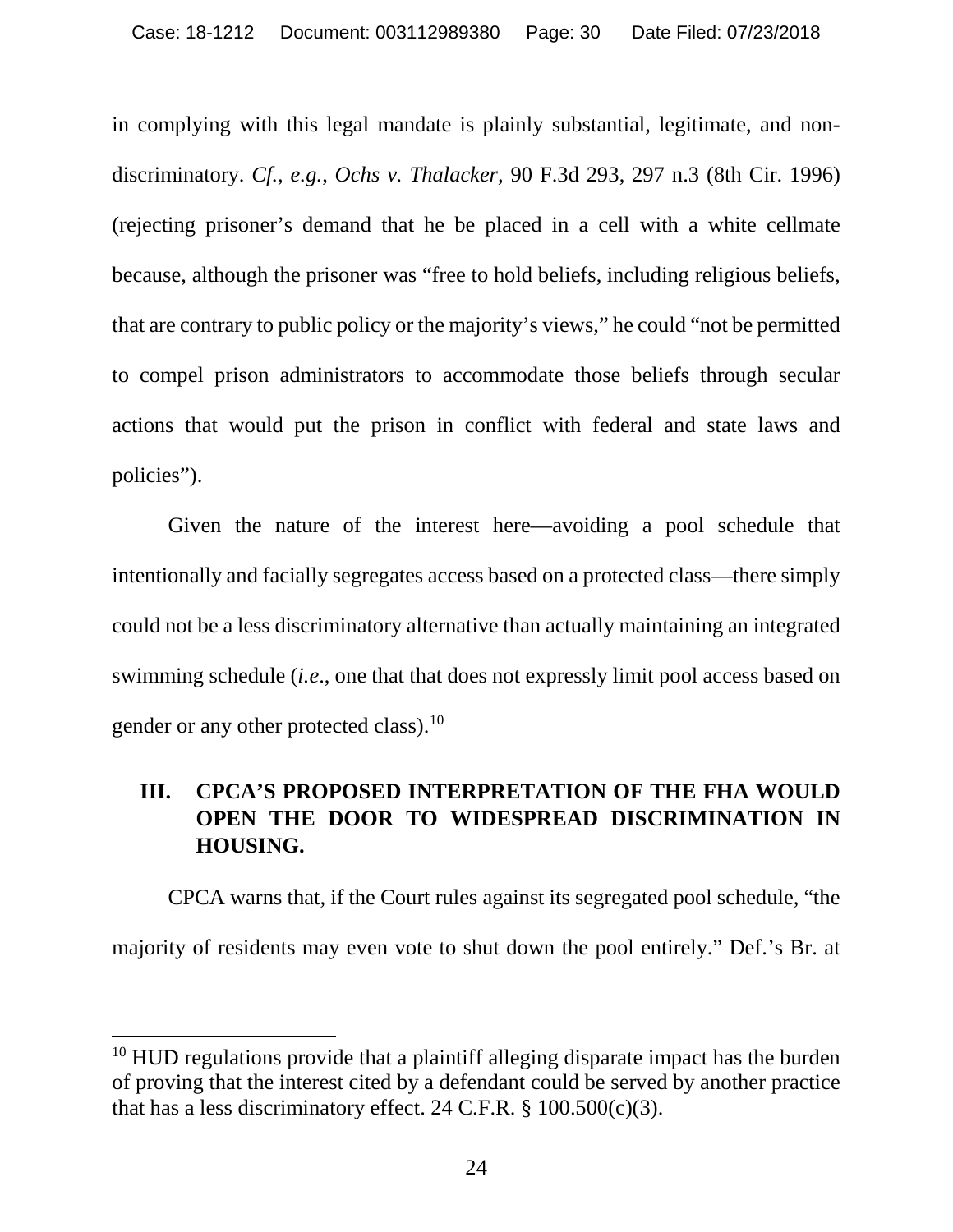in complying with this legal mandate is plainly substantial, legitimate, and non-discriminatory. *Cf., e.g.*, *Ochs v. Thalacker,* 90 F.3d 293, 297 n.3 (8th Cir. 1996) (rejecting prisoner's demand that he be placed in a cell with a white cellmate because, although the prisoner was "free to hold beliefs, including religious beliefs, that are contrary to public policy or the majority's views," he could "not be permitted to compel prison administrators to accommodate those beliefs through secular actions that would put the prison in conflict with federal and state laws and policies").

Given the nature of the interest here—avoiding a pool schedule that intentionally and facially segregates access based on a protected class—there simply could not be a less discriminatory alternative than actually maintaining an integrated swimming schedule (*i.e*., one that that does not expressly limit pool access based on gender or any other protected class).[10]

## III. CPCA'S PROPOSED INTERPRETATION OF THE FHA WOULD OPEN THE DOOR TO WIDESPREAD DISCRIMINATION IN HOUSING.

CPCA warns that, if the Court rules against its segregated pool schedule, "the majority of residents may even vote to shut down the pool entirely." Def.'s Br. at

---

[10] HUD regulations provide that a plaintiff alleging disparate impact has the burden of proving that the interest cited by a defendant could be served by another practice that has a less discriminatory effect. 24 C.F.R. § 100.500(c)(3).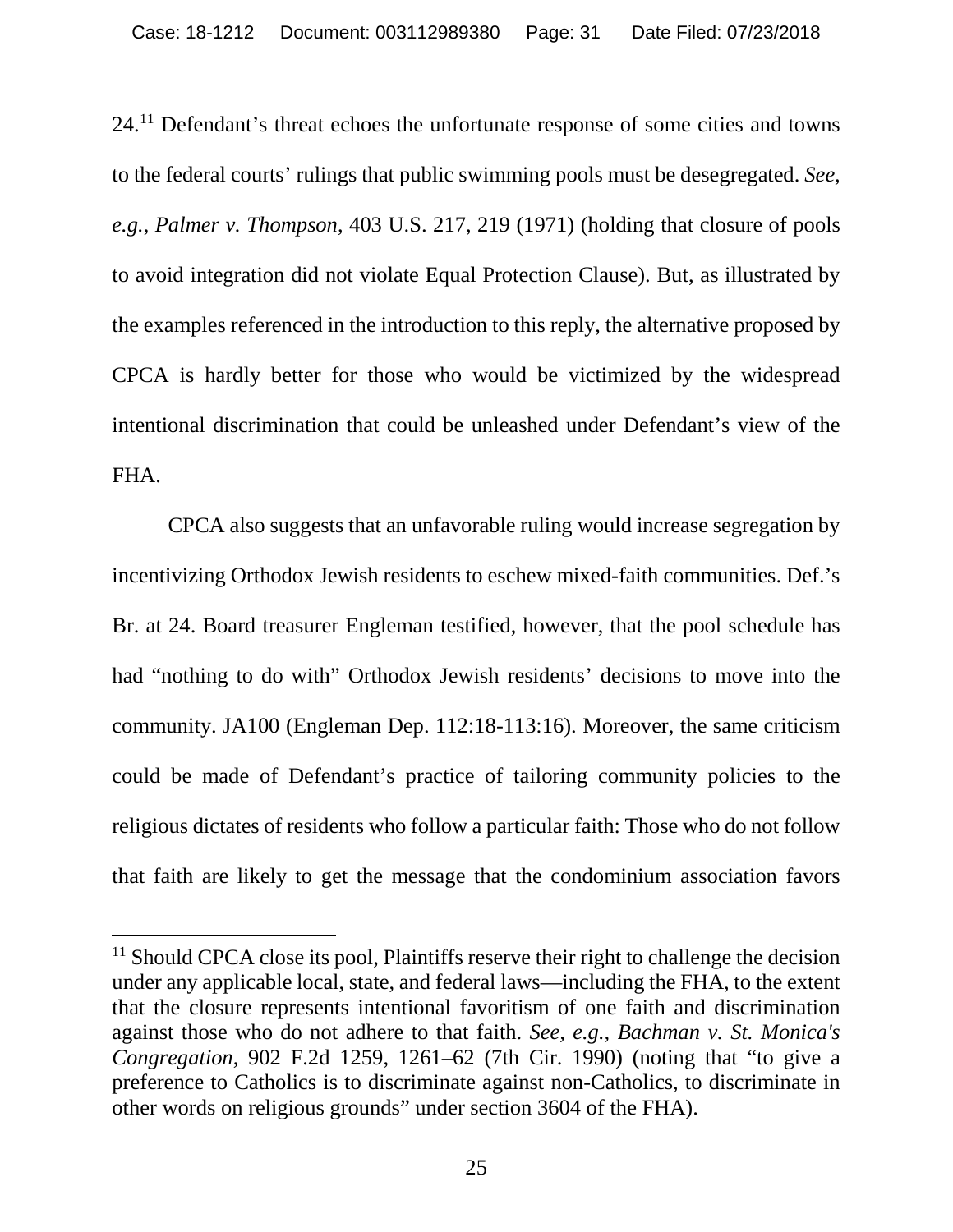24.[11] Defendant's threat echoes the unfortunate response of some cities and towns to the federal courts' rulings that public swimming pools must be desegregated. *See, e.g.*, *Palmer v. Thompson*, 403 U.S. 217, 219 (1971) (holding that closure of pools to avoid integration did not violate Equal Protection Clause). But, as illustrated by the examples referenced in the introduction to this reply, the alternative proposed by CPCA is hardly better for those who would be victimized by the widespread intentional discrimination that could be unleashed under Defendant's view of the FHA.

CPCA also suggests that an unfavorable ruling would increase segregation by incentivizing Orthodox Jewish residents to eschew mixed-faith communities. Def.'s Br. at 24. Board treasurer Engleman testified, however, that the pool schedule has had "nothing to do with" Orthodox Jewish residents' decisions to move into the community. JA100 (Engleman Dep. 112:18-113:16). Moreover, the same criticism could be made of Defendant's practice of tailoring community policies to the religious dictates of residents who follow a particular faith: Those who do not follow that faith are likely to get the message that the condominium association favors

---

[11] Should CPCA close its pool, Plaintiffs reserve their right to challenge the decision under any applicable local, state, and federal laws—including the FHA, to the extent that the closure represents intentional favoritism of one faith and discrimination against those who do not adhere to that faith. *See, e.g., Bachman v. St. Monica's Congregation*, 902 F.2d 1259, 1261–62 (7th Cir. 1990) (noting that "to give a preference to Catholics is to discriminate against non-Catholics, to discriminate in other words on religious grounds" under section 3604 of the FHA).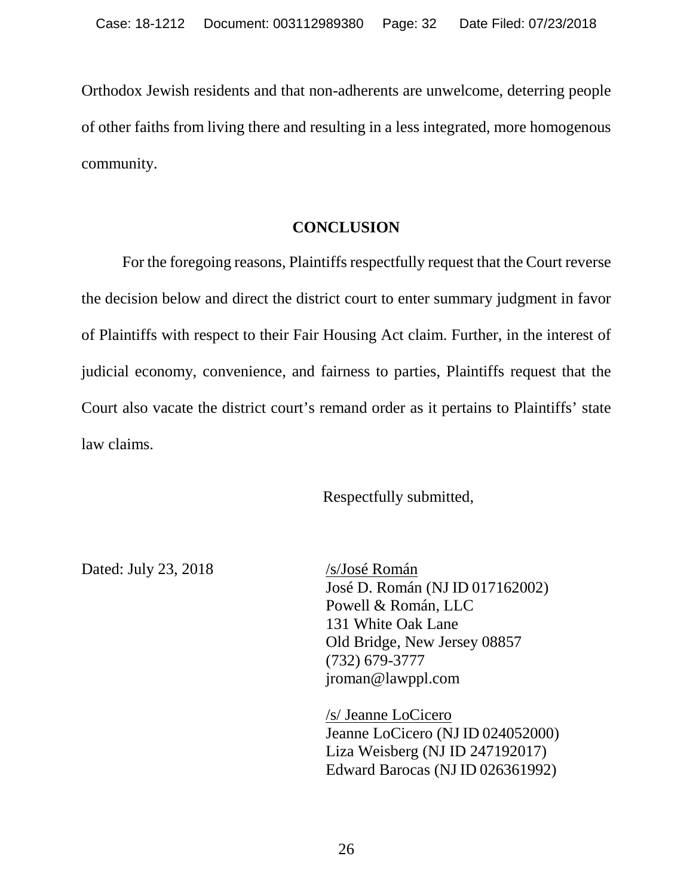Orthodox Jewish residents and that non-adherents are unwelcome, deterring people of other faiths from living there and resulting in a less integrated, more homogenous community.

## CONCLUSION

For the foregoing reasons, Plaintiffs respectfully request that the Court reverse the decision below and direct the district court to enter summary judgment in favor of Plaintiffs with respect to their Fair Housing Act claim. Further, in the interest of judicial economy, convenience, and fairness to parties, Plaintiffs request that the Court also vacate the district court's remand order as it pertains to Plaintiffs' state law claims.

Respectfully submitted,

Dated: July 23, 2018

/s/José Román
José D. Román (NJ ID 017162002)
Powell & Román, LLC
131 White Oak Lane
Old Bridge, New Jersey 08857
(732) 679-3777
jroman@lawppl.com

/s/ Jeanne LoCicero
Jeanne LoCicero (NJ ID 024052000)
Liza Weisberg (NJ ID 247192017)
Edward Barocas (NJ ID 026361992)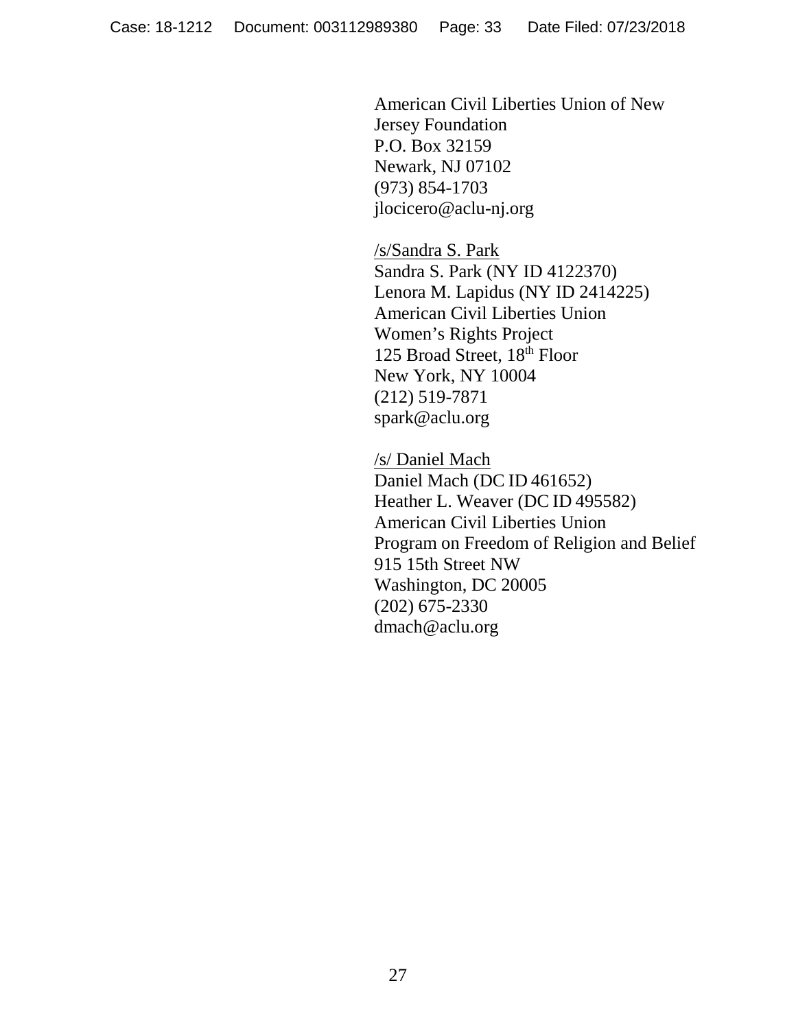American Civil Liberties Union of New
Jersey Foundation
P.O. Box 32159
Newark, NJ 07102
(973) 854-1703
jlocicero@aclu-nj.org

/s/Sandra S. Park
Sandra S. Park (NY ID 4122370)
Lenora M. Lapidus (NY ID 2414225)
American Civil Liberties Union
Women's Rights Project
125 Broad Street, 18th Floor
New York, NY 10004
(212) 519-7871
spark@aclu.org

/s/ Daniel Mach
Daniel Mach (DC ID 461652)
Heather L. Weaver (DC ID 495582)
American Civil Liberties Union
Program on Freedom of Religion and Belief
915 15th Street NW
Washington, DC 20005
(202) 675-2330
dmach@aclu.org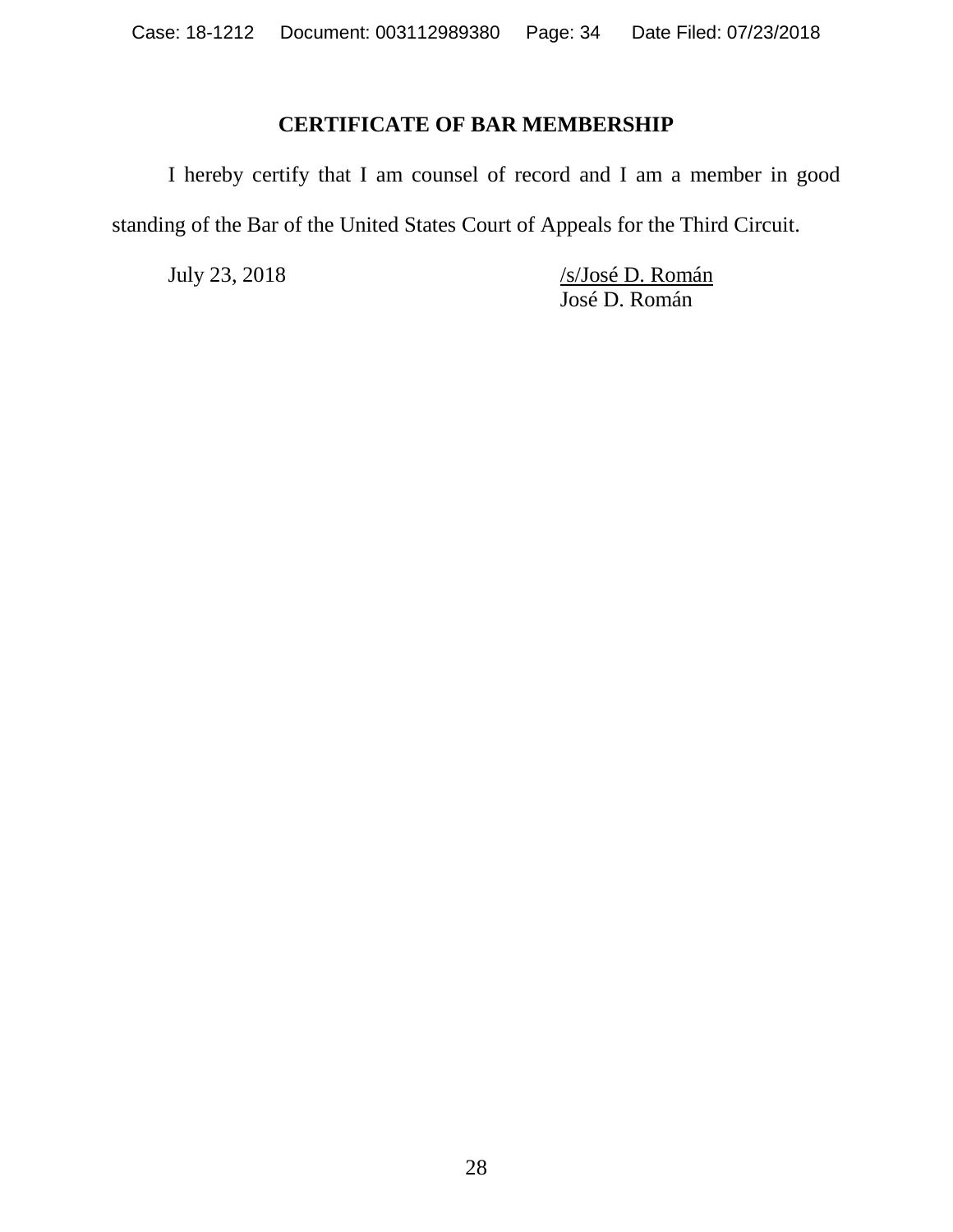## CERTIFICATE OF BAR MEMBERSHIP

I hereby certify that I am counsel of record and I am a member in good standing of the Bar of the United States Court of Appeals for the Third Circuit.

July 23, 2018

/s/José D. Román
José D. Román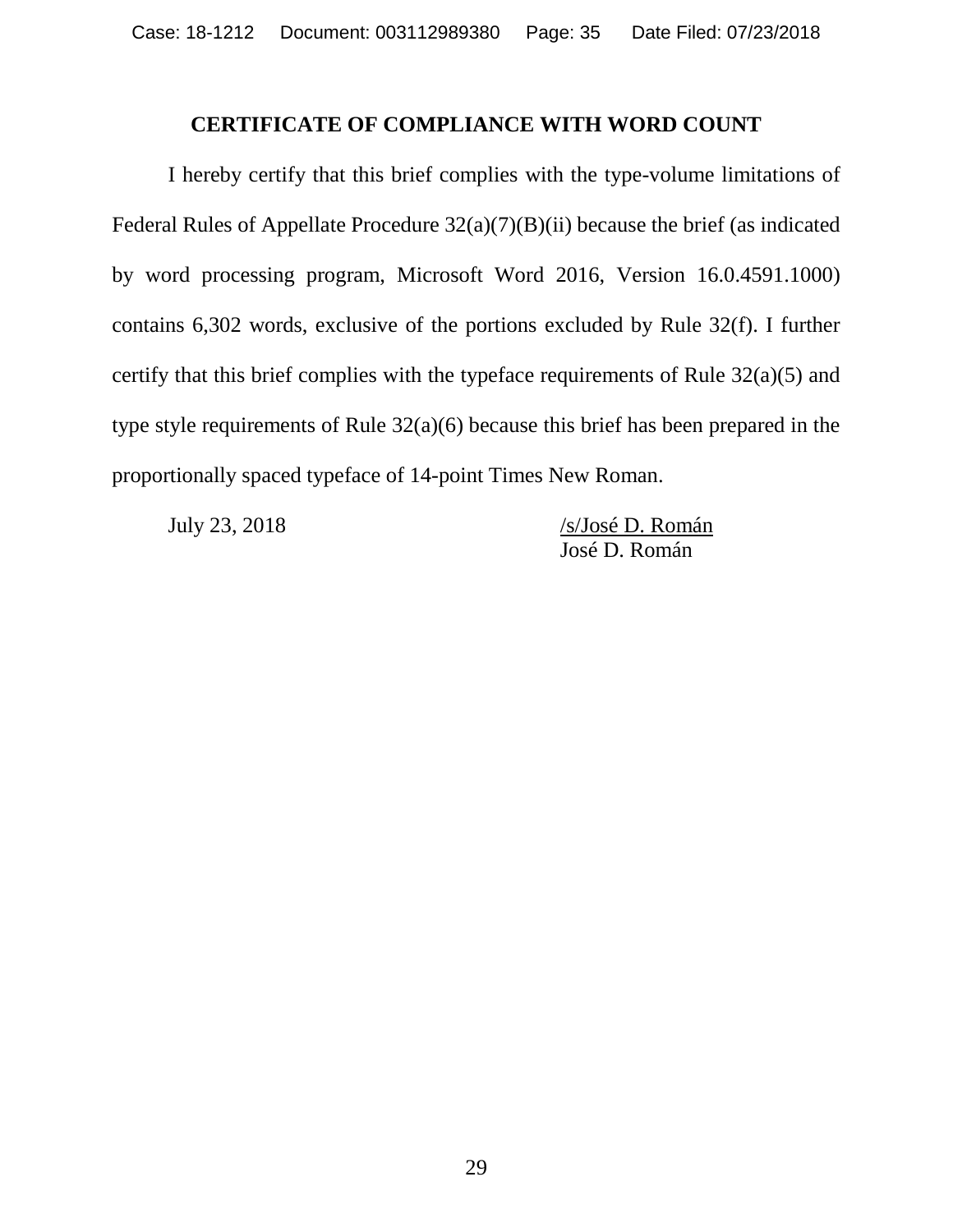## CERTIFICATE OF COMPLIANCE WITH WORD COUNT

I hereby certify that this brief complies with the type-volume limitations of Federal Rules of Appellate Procedure 32(a)(7)(B)(ii) because the brief (as indicated by word processing program, Microsoft Word 2016, Version 16.0.4591.1000) contains 6,302 words, exclusive of the portions excluded by Rule 32(f). I further certify that this brief complies with the typeface requirements of Rule 32(a)(5) and type style requirements of Rule 32(a)(6) because this brief has been prepared in the proportionally spaced typeface of 14-point Times New Roman.

July 23, 2018

/s/José D. Román
José D. Román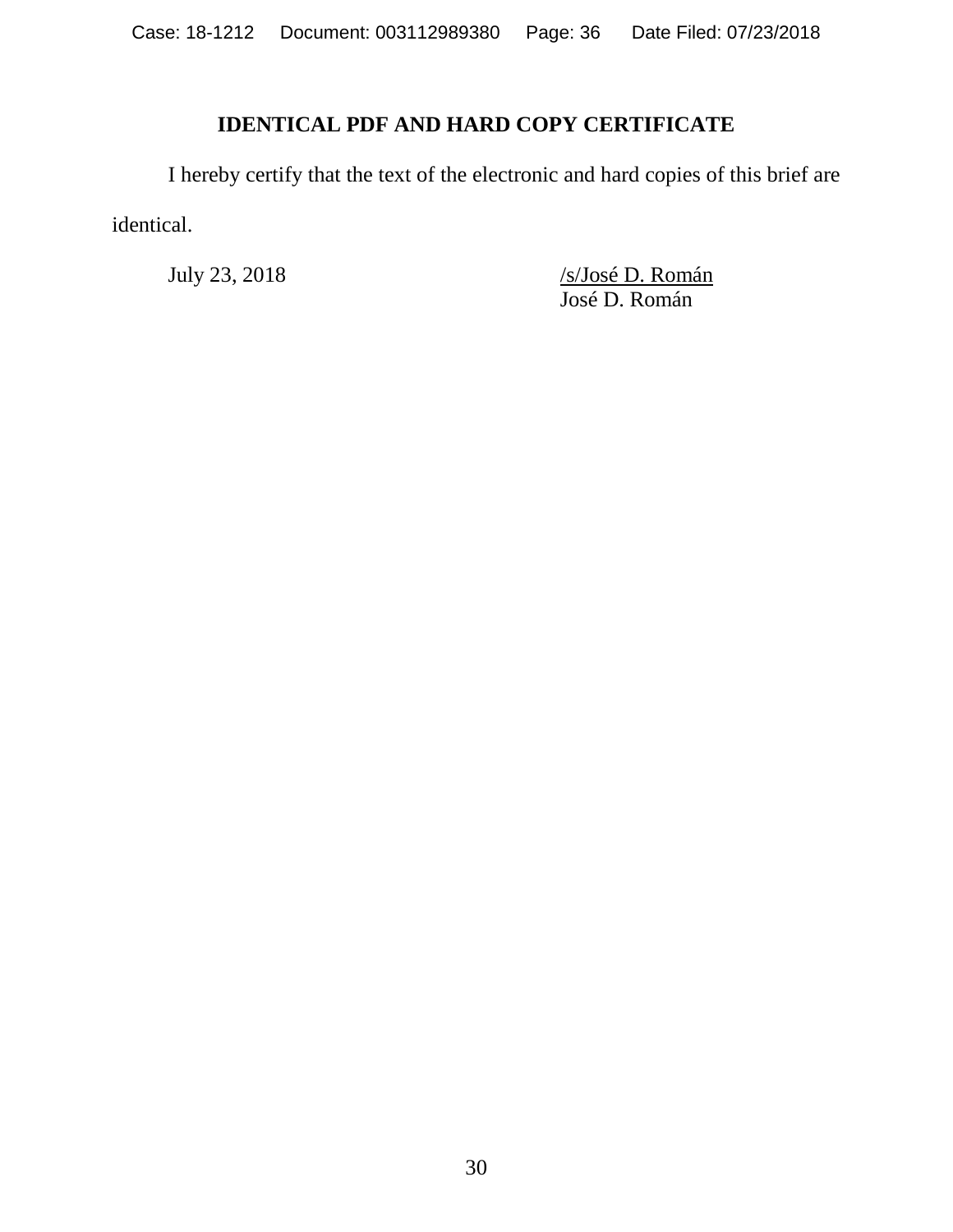## IDENTICAL PDF AND HARD COPY CERTIFICATE

I hereby certify that the text of the electronic and hard copies of this brief are identical.

July 23, 2018

/s/José D. Román
José D. Román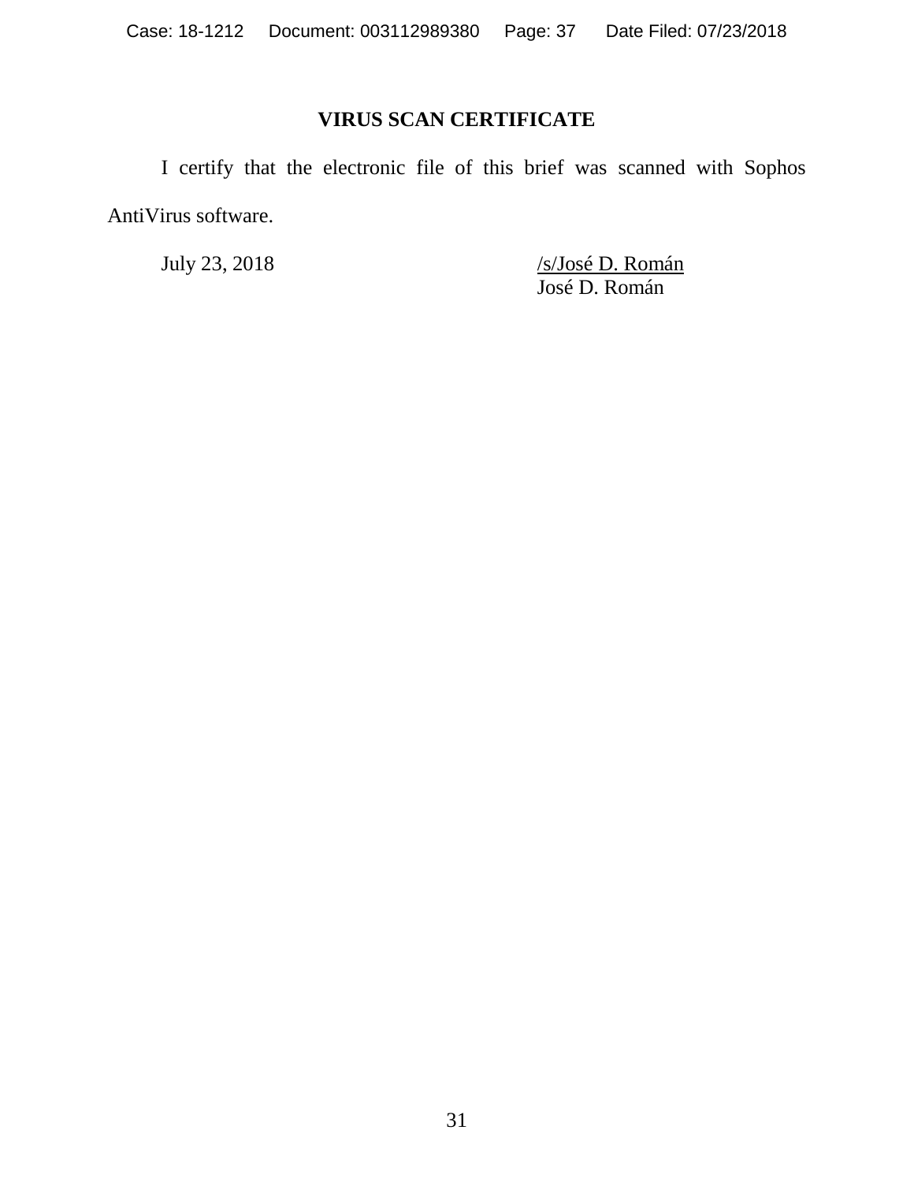## VIRUS SCAN CERTIFICATE

I certify that the electronic file of this brief was scanned with Sophos AntiVirus software.

July 23, 2018

/s/José D. Román
José D. Román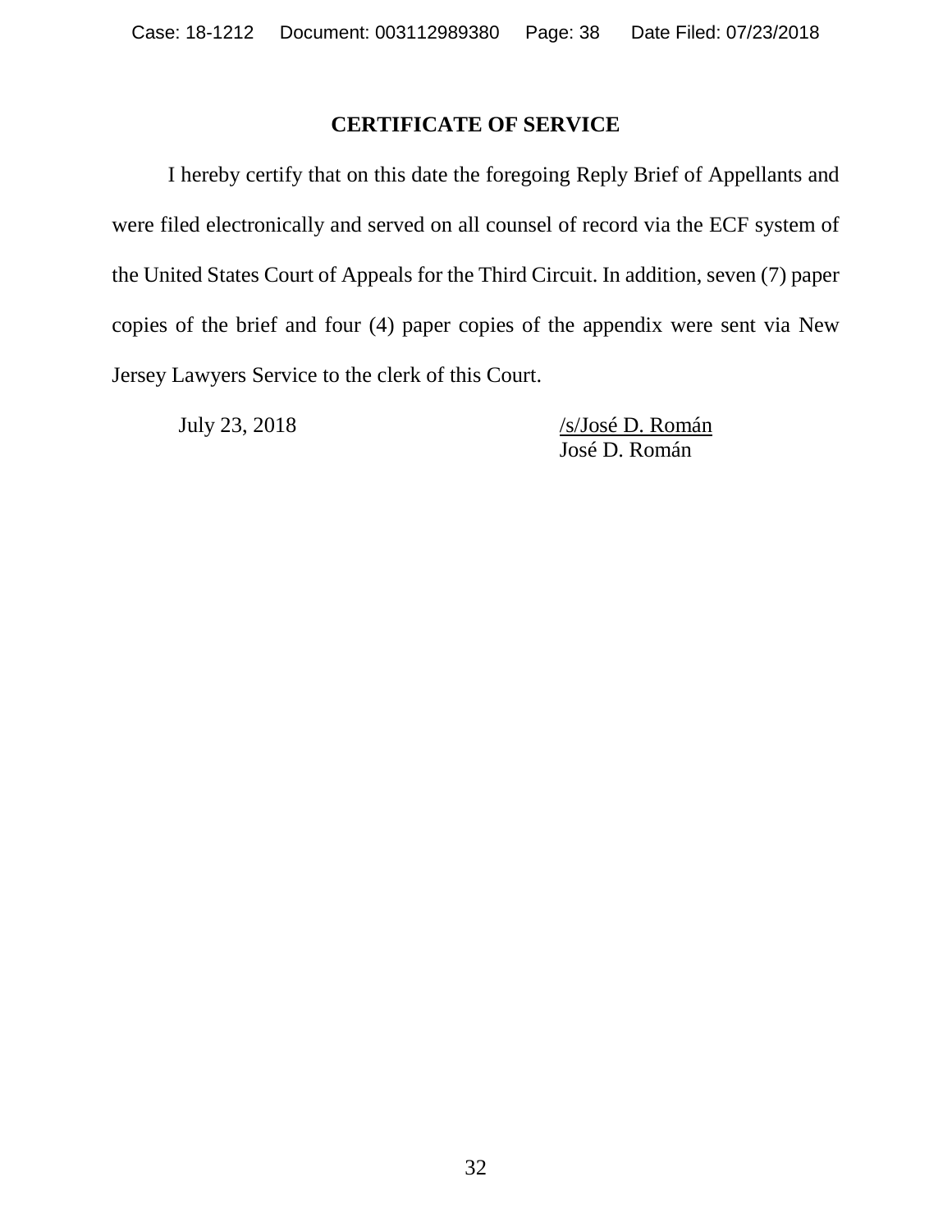## CERTIFICATE OF SERVICE

I hereby certify that on this date the foregoing Reply Brief of Appellants and were filed electronically and served on all counsel of record via the ECF system of the United States Court of Appeals for the Third Circuit. In addition, seven (7) paper copies of the brief and four (4) paper copies of the appendix were sent via New Jersey Lawyers Service to the clerk of this Court.

July 23, 2018

/s/José D. Román
José D. Román